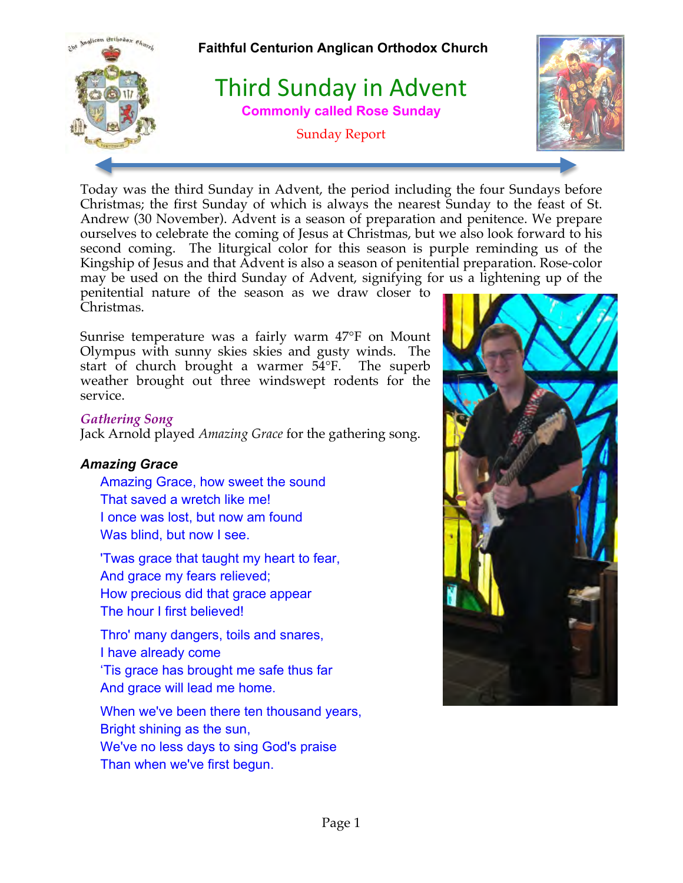**Faithful Centurion Anglican Orthodox Church**

# Third Sunday in Advent

**Commonly called Rose Sunday**

Sunday Report

Today was the third Sunday in Advent, the period including the four Sundays before Christmas; the first Sunday of which is always the nearest Sunday to the feast of St. Andrew (30 November). Advent is a season of preparation and penitence. We prepare ourselves to celebrate the coming of Jesus at Christmas, but we also look forward to his second coming. The liturgical color for this season is purple reminding us of the Kingship of Jesus and that Advent is also a season of penitential preparation. Rose-color may be used on the third Sunday of Advent, signifying for us a lightening up of the penitential nature of the season as we draw closer to Christmas.

Sunrise temperature was a fairly warm 47°F on Mount Olympus with sunny skies skies and gusty winds. The start of church brought a warmer 54°F. The superb weather brought out three windswept rodents for the service.

*Gathering Song*

Jack Arnold played *Amazing Grace* for the gathering song.

***Amazing Grace***

Amazing Grace, how sweet the sound
That saved a wretch like me!
I once was lost, but now am found
Was blind, but now I see.

'Twas grace that taught my heart to fear,
And grace my fears relieved;
How precious did that grace appear
The hour I first believed!

Thro' many dangers, toils and snares,
I have already come
'Tis grace has brought me safe thus far
And grace will lead me home.

When we've been there ten thousand years,
Bright shining as the sun,
We've no less days to sing God's praise
Than when we've first begun.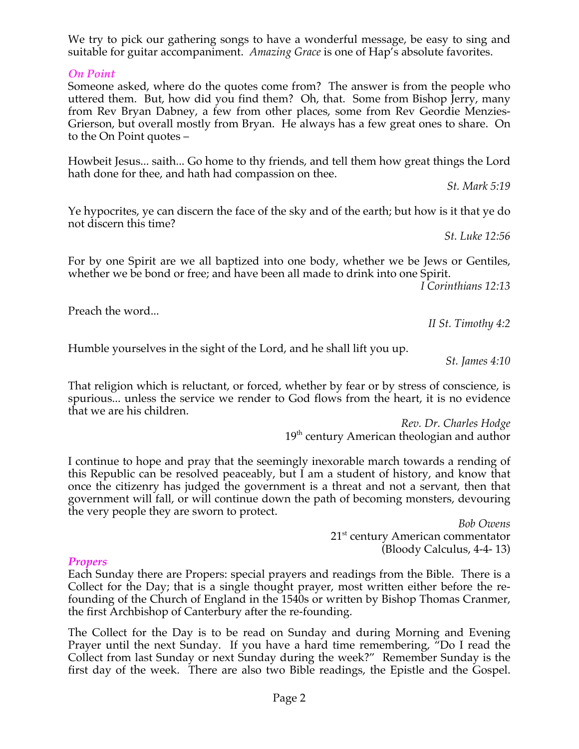We try to pick our gathering songs to have a wonderful message, be easy to sing and suitable for guitar accompaniment. *Amazing Grace* is one of Hap's absolute favorites.

### *On Point*

Someone asked, where do the quotes come from? The answer is from the people who uttered them. But, how did you find them? Oh, that. Some from Bishop Jerry, many from Rev Bryan Dabney, a few from other places, some from Rev Geordie Menzies-Grierson, but overall mostly from Bryan. He always has a few great ones to share. On to the On Point quotes –

Howbeit Jesus... saith... Go home to thy friends, and tell them how great things the Lord hath done for thee, and hath had compassion on thee.

*St. Mark 5:19*

Ye hypocrites, ye can discern the face of the sky and of the earth; but how is it that ye do not discern this time?

*St. Luke 12:56*

For by one Spirit are we all baptized into one body, whether we be Jews or Gentiles, whether we be bond or free; and have been all made to drink into one Spirit.

*I Corinthians 12:13*

Preach the word...

*II St. Timothy 4:2*

Humble yourselves in the sight of the Lord, and he shall lift you up.

*St. James 4:10*

That religion which is reluctant, or forced, whether by fear or by stress of conscience, is spurious... unless the service we render to God flows from the heart, it is no evidence that we are his children.

*Rev. Dr. Charles Hodge*
19th century American theologian and author

I continue to hope and pray that the seemingly inexorable march towards a rending of this Republic can be resolved peaceably, but I am a student of history, and know that once the citizenry has judged the government is a threat and not a servant, then that government will fall, or will continue down the path of becoming monsters, devouring the very people they are sworn to protect.

*Bob Owens*
21st century American commentator
(Bloody Calculus, 4-4- 13)

### *Propers*

Each Sunday there are Propers: special prayers and readings from the Bible. There is a Collect for the Day; that is a single thought prayer, most written either before the re-founding of the Church of England in the 1540s or written by Bishop Thomas Cranmer, the first Archbishop of Canterbury after the re-founding.

The Collect for the Day is to be read on Sunday and during Morning and Evening Prayer until the next Sunday. If you have a hard time remembering, "Do I read the Collect from last Sunday or next Sunday during the week?" Remember Sunday is the first day of the week. There are also two Bible readings, the Epistle and the Gospel.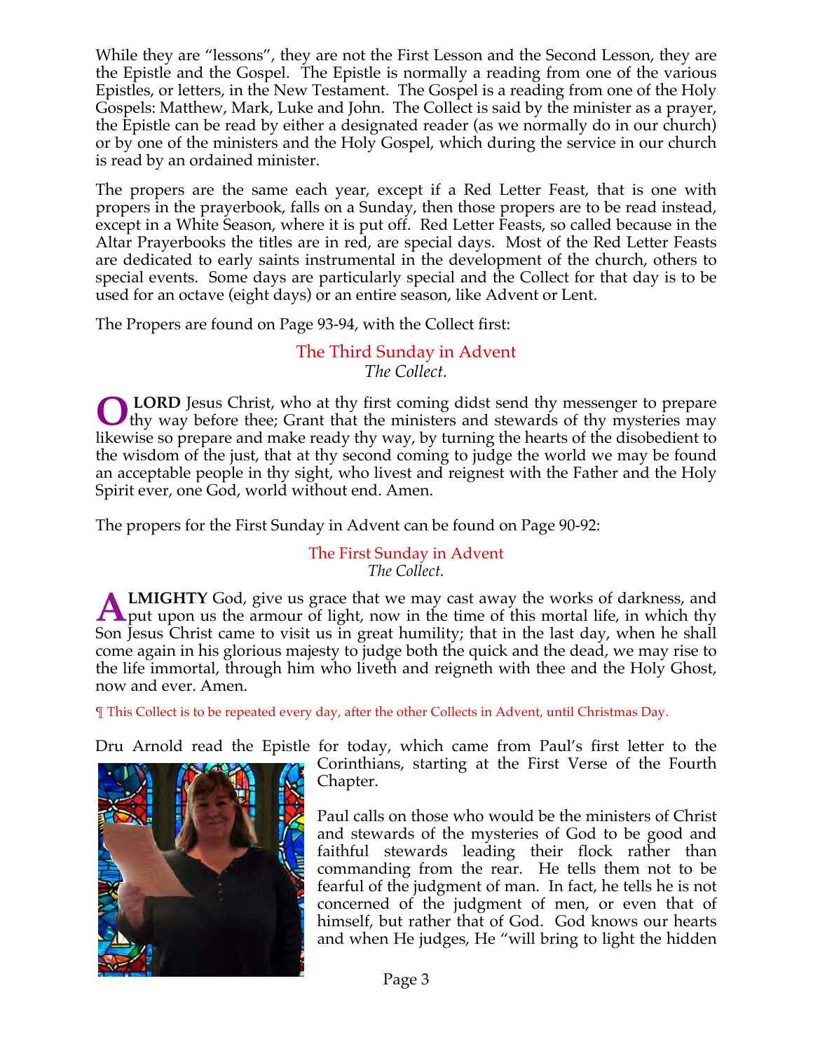While they are "lessons", they are not the First Lesson and the Second Lesson, they are the Epistle and the Gospel. The Epistle is normally a reading from one of the various Epistles, or letters, in the New Testament. The Gospel is a reading from one of the Holy Gospels: Matthew, Mark, Luke and John. The Collect is said by the minister as a prayer, the Epistle can be read by either a designated reader (as we normally do in our church) or by one of the ministers and the Holy Gospel, which during the service in our church is read by an ordained minister.

The propers are the same each year, except if a Red Letter Feast, that is one with propers in the prayerbook, falls on a Sunday, then those propers are to be read instead, except in a White Season, where it is put off. Red Letter Feasts, so called because in the Altar Prayerbooks the titles are in red, are special days. Most of the Red Letter Feasts are dedicated to early saints instrumental in the development of the church, others to special events. Some days are particularly special and the Collect for that day is to be used for an octave (eight days) or an entire season, like Advent or Lent.

The Propers are found on Page 93-94, with the Collect first:

### The Third Sunday in Advent

*The Collect.*

**O LORD** Jesus Christ, who at thy first coming didst send thy messenger to prepare thy way before thee; Grant that the ministers and stewards of thy mysteries may likewise so prepare and make ready thy way, by turning the hearts of the disobedient to the wisdom of the just, that at thy second coming to judge the world we may be found an acceptable people in thy sight, who livest and reignest with the Father and the Holy Spirit ever, one God, world without end. Amen.

The propers for the First Sunday in Advent can be found on Page 90-92:

### The First Sunday in Advent

*The Collect.*

**ALMIGHTY** God, give us grace that we may cast away the works of darkness, and put upon us the armour of light, now in the time of this mortal life, in which thy Son Jesus Christ came to visit us in great humility; that in the last day, when he shall come again in his glorious majesty to judge both the quick and the dead, we may rise to the life immortal, through him who liveth and reigneth with thee and the Holy Ghost, now and ever. Amen.

¶ This Collect is to be repeated every day, after the other Collects in Advent, until Christmas Day.

Dru Arnold read the Epistle for today, which came from Paul's first letter to the Corinthians, starting at the First Verse of the Fourth Chapter.

Paul calls on those who would be the ministers of Christ and stewards of the mysteries of God to be good and faithful stewards leading their flock rather than commanding from the rear. He tells them not to be fearful of the judgment of man. In fact, he tells he is not concerned of the judgment of men, or even that of himself, but rather that of God. God knows our hearts and when He judges, He "will bring to light the hidden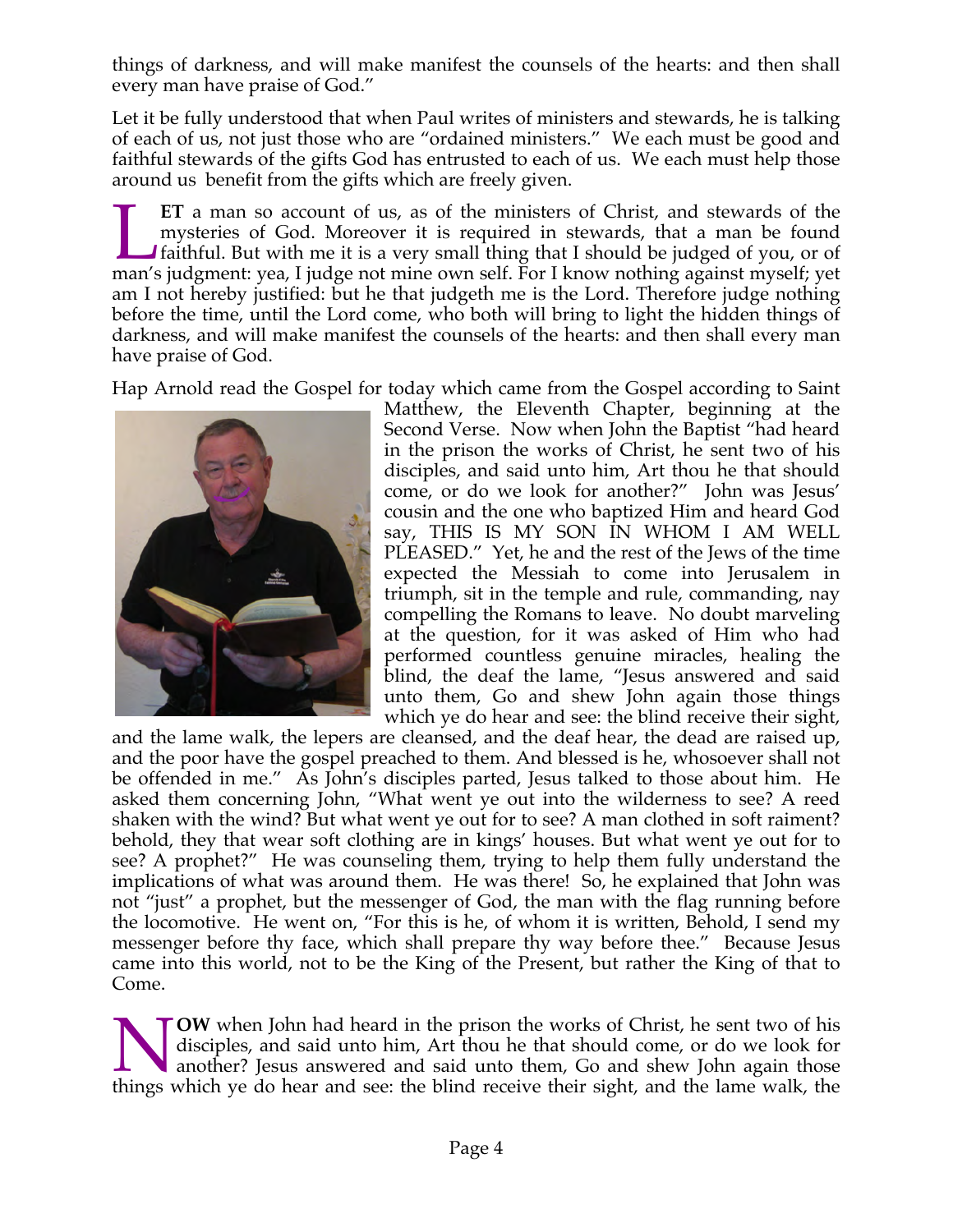things of darkness, and will make manifest the counsels of the hearts: and then shall every man have praise of God."

Let it be fully understood that when Paul writes of ministers and stewards, he is talking of each of us, not just those who are "ordained ministers." We each must be good and faithful stewards of the gifts God has entrusted to each of us. We each must help those around us benefit from the gifts which are freely given.

**LET** a man so account of us, as of the ministers of Christ, and stewards of the mysteries of God. Moreover it is required in stewards, that a man be found faithful. But with me it is a very small thing that I should be judged of you, or of man's judgment: yea, I judge not mine own self. For I know nothing against myself; yet am I not hereby justified: but he that judgeth me is the Lord. Therefore judge nothing before the time, until the Lord come, who both will bring to light the hidden things of darkness, and will make manifest the counsels of the hearts: and then shall every man have praise of God.

Hap Arnold read the Gospel for today which came from the Gospel according to Saint Matthew, the Eleventh Chapter, beginning at the Second Verse. Now when John the Baptist "had heard in the prison the works of Christ, he sent two of his disciples, and said unto him, Art thou he that should come, or do we look for another?" John was Jesus' cousin and the one who baptized Him and heard God say, THIS IS MY SON IN WHOM I AM WELL PLEASED." Yet, he and the rest of the Jews of the time expected the Messiah to come into Jerusalem in triumph, sit in the temple and rule, commanding, nay compelling the Romans to leave. No doubt marveling at the question, for it was asked of Him who had performed countless genuine miracles, healing the blind, the deaf the lame, "Jesus answered and said unto them, Go and shew John again those things which ye do hear and see: the blind receive their sight, and the lame walk, the lepers are cleansed, and the deaf hear, the dead are raised up, and the poor have the gospel preached to them. And blessed is he, whosoever shall not be offended in me." As John's disciples parted, Jesus talked to those about him. He asked them concerning John, "What went ye out into the wilderness to see? A reed shaken with the wind? But what went ye out for to see? A man clothed in soft raiment? behold, they that wear soft clothing are in kings' houses. But what went ye out for to see? A prophet?" He was counseling them, trying to help them fully understand the implications of what was around them. He was there! So, he explained that John was not "just" a prophet, but the messenger of God, the man with the flag running before the locomotive. He went on, "For this is he, of whom it is written, Behold, I send my messenger before thy face, which shall prepare thy way before thee." Because Jesus came into this world, not to be the King of the Present, but rather the King of that to Come.

**NOW** when John had heard in the prison the works of Christ, he sent two of his disciples, and said unto him, Art thou he that should come, or do we look for another? Jesus answered and said unto them, Go and shew John again those things which ye do hear and see: the blind receive their sight, and the lame walk, the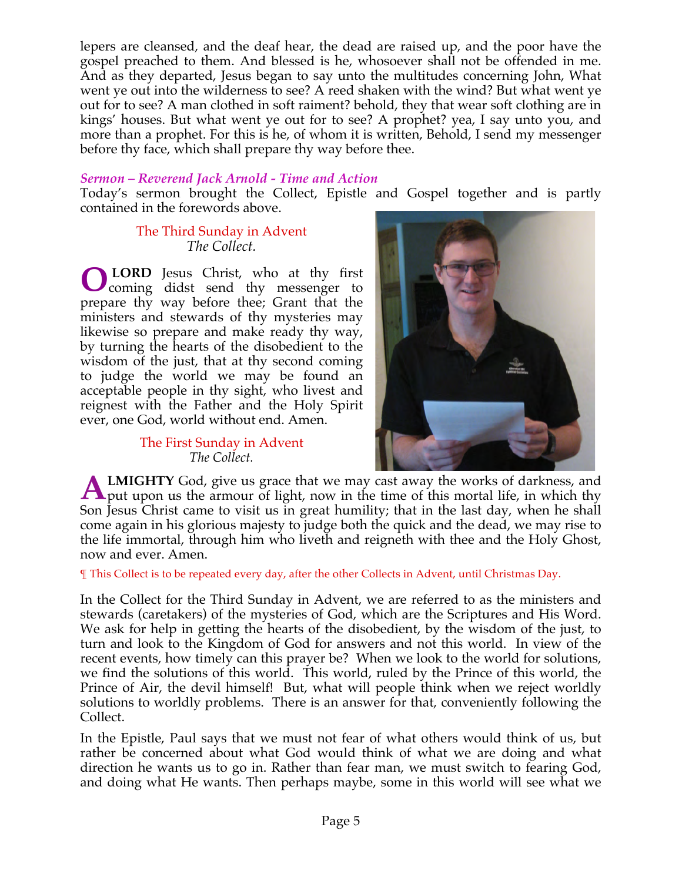lepers are cleansed, and the deaf hear, the dead are raised up, and the poor have the gospel preached to them. And blessed is he, whosoever shall not be offended in me. And as they departed, Jesus began to say unto the multitudes concerning John, What went ye out into the wilderness to see? A reed shaken with the wind? But what went ye out for to see? A man clothed in soft raiment? behold, they that wear soft clothing are in kings' houses. But what went ye out for to see? A prophet? yea, I say unto you, and more than a prophet. For this is he, of whom it is written, Behold, I send my messenger before thy face, which shall prepare thy way before thee.

### *Sermon – Reverend Jack Arnold - Time and Action*

Today's sermon brought the Collect, Epistle and Gospel together and is partly contained in the forewords above.

The Third Sunday in Advent
*The Collect.*

**O LORD** Jesus Christ, who at thy first coming didst send thy messenger to prepare thy way before thee; Grant that the ministers and stewards of thy mysteries may likewise so prepare and make ready thy way, by turning the hearts of the disobedient to the wisdom of the just, that at thy second coming to judge the world we may be found an acceptable people in thy sight, who livest and reignest with the Father and the Holy Spirit ever, one God, world without end. Amen.

The First Sunday in Advent
*The Collect.*

**ALMIGHTY** God, give us grace that we may cast away the works of darkness, and put upon us the armour of light, now in the time of this mortal life, in which thy Son Jesus Christ came to visit us in great humility; that in the last day, when he shall come again in his glorious majesty to judge both the quick and the dead, we may rise to the life immortal, through him who liveth and reigneth with thee and the Holy Ghost, now and ever. Amen.

¶ This Collect is to be repeated every day, after the other Collects in Advent, until Christmas Day.

In the Collect for the Third Sunday in Advent, we are referred to as the ministers and stewards (caretakers) of the mysteries of God, which are the Scriptures and His Word. We ask for help in getting the hearts of the disobedient, by the wisdom of the just, to turn and look to the Kingdom of God for answers and not this world. In view of the recent events, how timely can this prayer be? When we look to the world for solutions, we find the solutions of this world. This world, ruled by the Prince of this world, the Prince of Air, the devil himself! But, what will people think when we reject worldly solutions to worldly problems. There is an answer for that, conveniently following the Collect.

In the Epistle, Paul says that we must not fear of what others would think of us, but rather be concerned about what God would think of what we are doing and what direction he wants us to go in. Rather than fear man, we must switch to fearing God, and doing what He wants. Then perhaps maybe, some in this world will see what we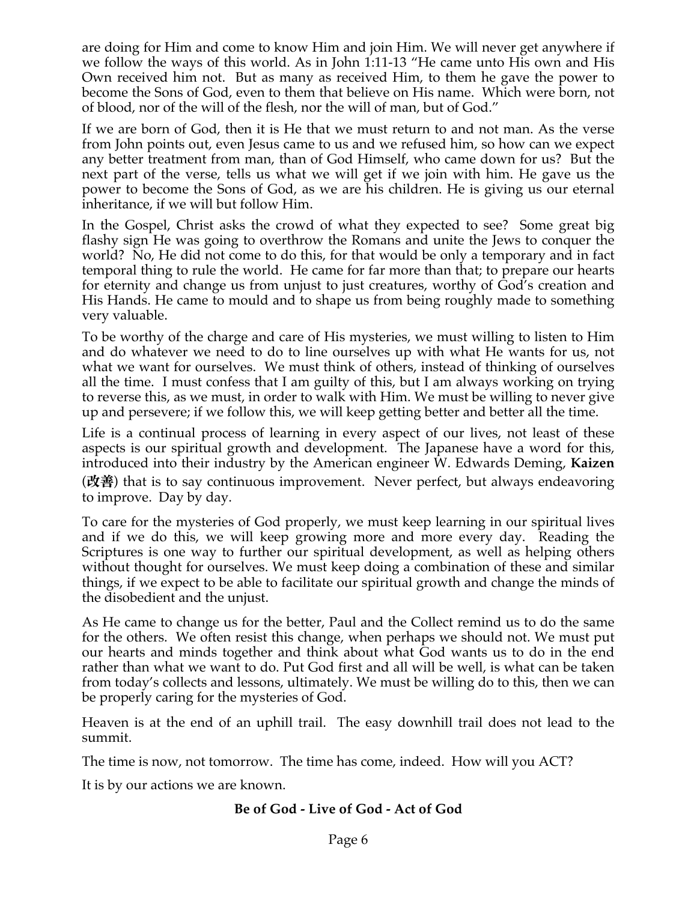are doing for Him and come to know Him and join Him. We will never get anywhere if we follow the ways of this world. As in John 1:11-13 “He came unto His own and His Own received him not. But as many as received Him, to them he gave the power to become the Sons of God, even to them that believe on His name. Which were born, not of blood, nor of the will of the flesh, nor the will of man, but of God.”

If we are born of God, then it is He that we must return to and not man. As the verse from John points out, even Jesus came to us and we refused him, so how can we expect any better treatment from man, than of God Himself, who came down for us? But the next part of the verse, tells us what we will get if we join with him. He gave us the power to become the Sons of God, as we are his children. He is giving us our eternal inheritance, if we will but follow Him.

In the Gospel, Christ asks the crowd of what they expected to see? Some great big flashy sign He was going to overthrow the Romans and unite the Jews to conquer the world? No, He did not come to do this, for that would be only a temporary and in fact temporal thing to rule the world. He came for far more than that; to prepare our hearts for eternity and change us from unjust to just creatures, worthy of God’s creation and His Hands. He came to mould and to shape us from being roughly made to something very valuable.

To be worthy of the charge and care of His mysteries, we must willing to listen to Him and do whatever we need to do to line ourselves up with what He wants for us, not what we want for ourselves. We must think of others, instead of thinking of ourselves all the time. I must confess that I am guilty of this, but I am always working on trying to reverse this, as we must, in order to walk with Him. We must be willing to never give up and persevere; if we follow this, we will keep getting better and better all the time.

Life is a continual process of learning in every aspect of our lives, not least of these aspects is our spiritual growth and development. The Japanese have a word for this, introduced into their industry by the American engineer W. Edwards Deming, **Kaizen** (**改善**) that is to say continuous improvement. Never perfect, but always endeavoring to improve. Day by day.

To care for the mysteries of God properly, we must keep learning in our spiritual lives and if we do this, we will keep growing more and more every day. Reading the Scriptures is one way to further our spiritual development, as well as helping others without thought for ourselves. We must keep doing a combination of these and similar things, if we expect to be able to facilitate our spiritual growth and change the minds of the disobedient and the unjust.

As He came to change us for the better, Paul and the Collect remind us to do the same for the others. We often resist this change, when perhaps we should not. We must put our hearts and minds together and think about what God wants us to do in the end rather than what we want to do. Put God first and all will be well, is what can be taken from today’s collects and lessons, ultimately. We must be willing do to this, then we can be properly caring for the mysteries of God.

Heaven is at the end of an uphill trail. The easy downhill trail does not lead to the summit.

The time is now, not tomorrow. The time has come, indeed. How will you ACT?

It is by our actions we are known.

**Be of God - Live of God - Act of God**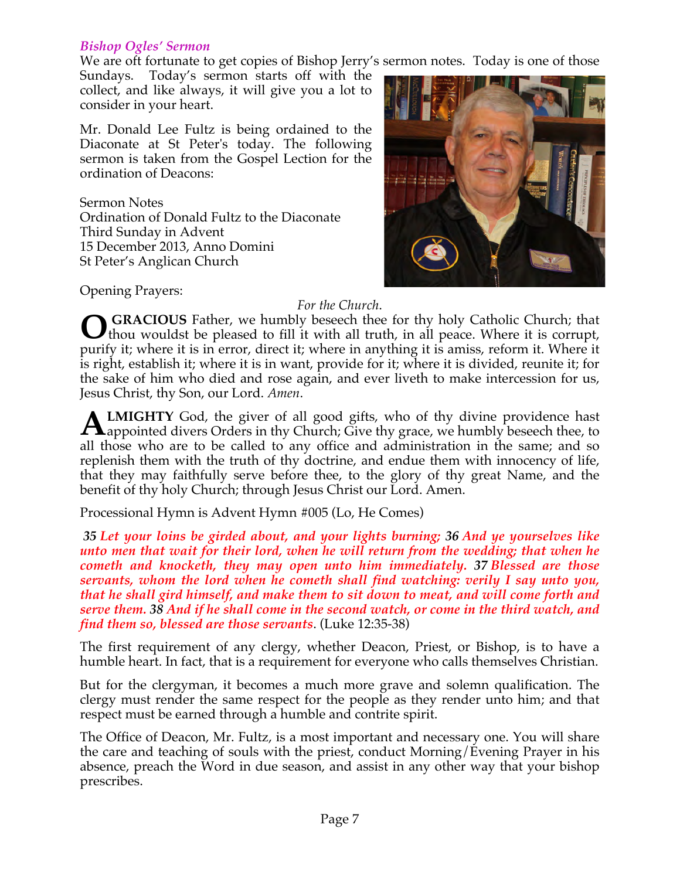*Bishop Ogles' Sermon*

We are oft fortunate to get copies of Bishop Jerry's sermon notes. Today is one of those Sundays. Today's sermon starts off with the collect, and like always, it will give you a lot to consider in your heart.

Mr. Donald Lee Fultz is being ordained to the Diaconate at St Peter's today. The following sermon is taken from the Gospel Lection for the ordination of Deacons:

Sermon Notes
Ordination of Donald Fultz to the Diaconate
Third Sunday in Advent
15 December 2013, Anno Domini
St Peter's Anglican Church

Opening Prayers:

*For the Church.*

**O GRACIOUS** Father, we humbly beseech thee for thy holy Catholic Church; that thou wouldst be pleased to fill it with all truth, in all peace. Where it is corrupt, purify it; where it is in error, direct it; where in anything it is amiss, reform it. Where it is right, establish it; where it is in want, provide for it; where it is divided, reunite it; for the sake of him who died and rose again, and ever liveth to make intercession for us, Jesus Christ, thy Son, our Lord. *Amen*.

**ALMIGHTY** God, the giver of all good gifts, who of thy divine providence hast appointed divers Orders in thy Church; Give thy grace, we humbly beseech thee, to all those who are to be called to any office and administration in the same; and so replenish them with the truth of thy doctrine, and endue them with innocency of life, that they may faithfully serve before thee, to the glory of thy great Name, and the benefit of thy holy Church; through Jesus Christ our Lord. Amen.

Processional Hymn is Advent Hymn #005 (Lo, He Comes)

***35** Let your loins be girded about, and your lights burning; **36** And ye yourselves like unto men that wait for their lord, when he will return from the wedding; that when he cometh and knocketh, they may open unto him immediately. **37** Blessed are those servants, whom the lord when he cometh shall find watching: verily I say unto you, that he shall gird himself, and make them to sit down to meat, and will come forth and serve them. **38** And if he shall come in the second watch, or come in the third watch, and find them so, blessed are those servants*. (Luke 12:35-38)

The first requirement of any clergy, whether Deacon, Priest, or Bishop, is to have a humble heart. In fact, that is a requirement for everyone who calls themselves Christian.

But for the clergyman, it becomes a much more grave and solemn qualification. The clergy must render the same respect for the people as they render unto him; and that respect must be earned through a humble and contrite spirit.

The Office of Deacon, Mr. Fultz, is a most important and necessary one. You will share the care and teaching of souls with the priest, conduct Morning/Evening Prayer in his absence, preach the Word in due season, and assist in any other way that your bishop prescribes.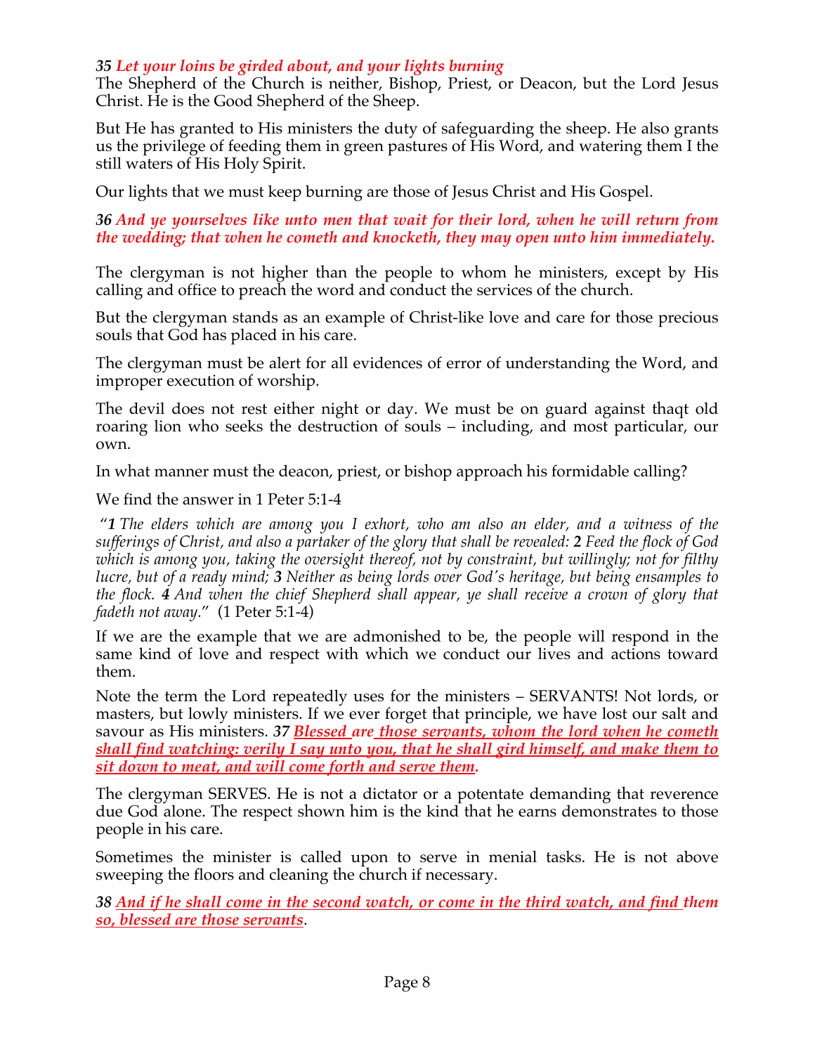***35 Let your loins be girded about, and your lights burning***
The Shepherd of the Church is neither, Bishop, Priest, or Deacon, but the Lord Jesus Christ. He is the Good Shepherd of the Sheep.

But He has granted to His ministers the duty of safeguarding the sheep. He also grants us the privilege of feeding them in green pastures of His Word, and watering them I the still waters of His Holy Spirit.

Our lights that we must keep burning are those of Jesus Christ and His Gospel.

***36 And ye yourselves like unto men that wait for their lord, when he will return from the wedding; that when he cometh and knocketh, they may open unto him immediately.***

The clergyman is not higher than the people to whom he ministers, except by His calling and office to preach the word and conduct the services of the church.

But the clergyman stands as an example of Christ-like love and care for those precious souls that God has placed in his care.

The clergyman must be alert for all evidences of error of understanding the Word, and improper execution of worship.

The devil does not rest either night or day. We must be on guard against thaqt old roaring lion who seeks the destruction of souls – including, and most particular, our own.

In what manner must the deacon, priest, or bishop approach his formidable calling?

We find the answer in 1 Peter 5:1-4

"***1*** *The elders which are among you I exhort, who am also an elder, and a witness of the sufferings of Christ, and also a partaker of the glory that shall be revealed:* ***2*** *Feed the flock of God which is among you, taking the oversight thereof, not by constraint, but willingly; not for filthy lucre, but of a ready mind;* ***3*** *Neither as being lords over God's heritage, but being ensamples to the flock.* ***4*** *And when the chief Shepherd shall appear, ye shall receive a crown of glory that fadeth not away.*" (1 Peter 5:1-4)

If we are the example that we are admonished to be, the people will respond in the same kind of love and respect with which we conduct our lives and actions toward them.

Note the term the Lord repeatedly uses for the ministers – SERVANTS! Not lords, or masters, but lowly ministers. If we ever forget that principle, we have lost our salt and savour as His ministers. ***37*** ***<u>Blessed are those servants, whom the lord when he cometh shall find watching: verily I say unto you, that he shall gird himself, and make them to sit down to meat, and will come forth and serve them</u>.***

The clergyman SERVES. He is not a dictator or a potentate demanding that reverence due God alone. The respect shown him is the kind that he earns demonstrates to those people in his care.

Sometimes the minister is called upon to serve in menial tasks. He is not above sweeping the floors and cleaning the church if necessary.

***38*** ***<u>And if he shall come in the second watch, or come in the third watch, and find them so, blessed are those servants</u>***.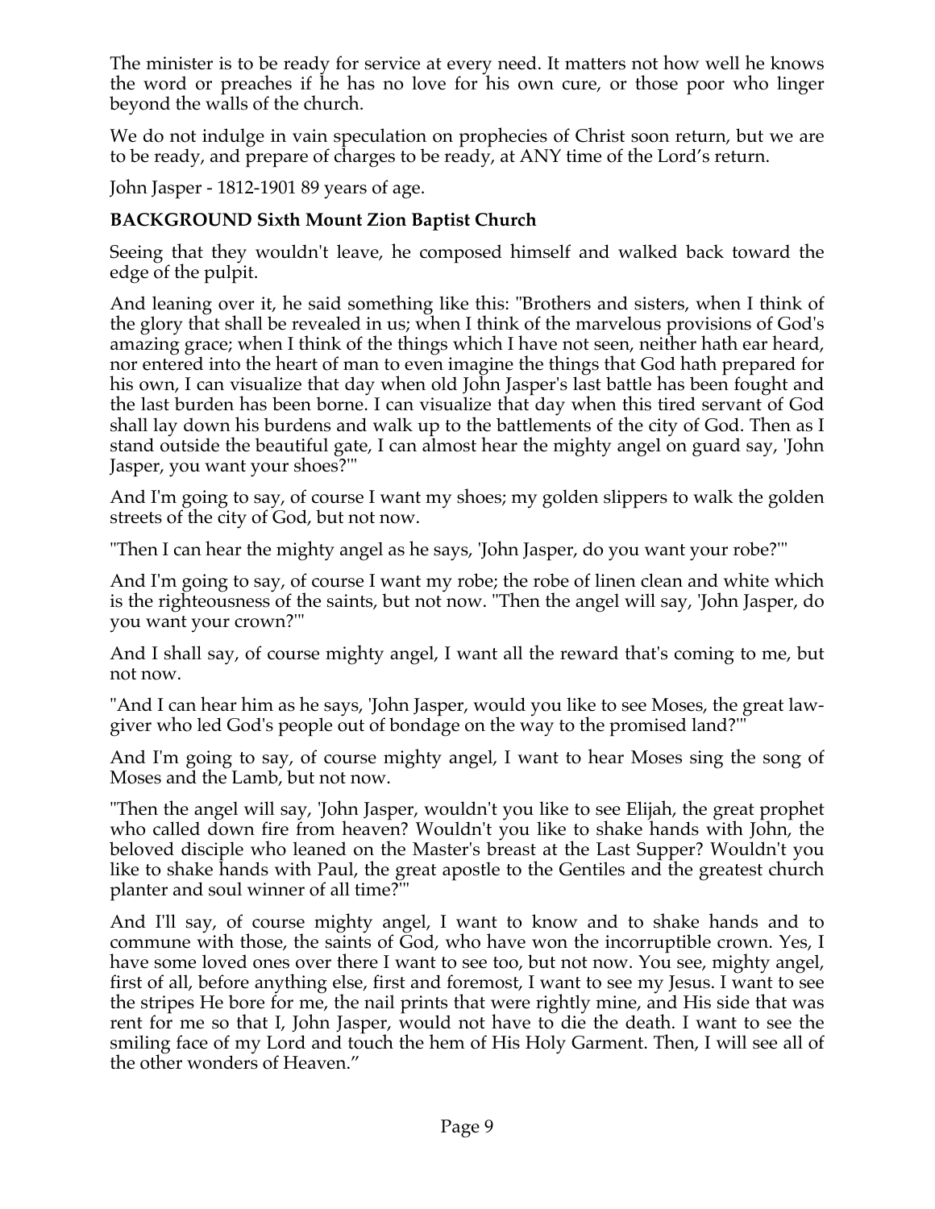The minister is to be ready for service at every need. It matters not how well he knows the word or preaches if he has no love for his own cure, or those poor who linger beyond the walls of the church.

We do not indulge in vain speculation on prophecies of Christ soon return, but we are to be ready, and prepare of charges to be ready, at ANY time of the Lord's return.

John Jasper - 1812-1901 89 years of age.

**BACKGROUND Sixth Mount Zion Baptist Church**

Seeing that they wouldn't leave, he composed himself and walked back toward the edge of the pulpit.

And leaning over it, he said something like this: "Brothers and sisters, when I think of the glory that shall be revealed in us; when I think of the marvelous provisions of God's amazing grace; when I think of the things which I have not seen, neither hath ear heard, nor entered into the heart of man to even imagine the things that God hath prepared for his own, I can visualize that day when old John Jasper's last battle has been fought and the last burden has been borne. I can visualize that day when this tired servant of God shall lay down his burdens and walk up to the battlements of the city of God. Then as I stand outside the beautiful gate, I can almost hear the mighty angel on guard say, 'John Jasper, you want your shoes?'"

And I'm going to say, of course I want my shoes; my golden slippers to walk the golden streets of the city of God, but not now.

"Then I can hear the mighty angel as he says, 'John Jasper, do you want your robe?'"

And I'm going to say, of course I want my robe; the robe of linen clean and white which is the righteousness of the saints, but not now. "Then the angel will say, 'John Jasper, do you want your crown?'"

And I shall say, of course mighty angel, I want all the reward that's coming to me, but not now.

"And I can hear him as he says, 'John Jasper, would you like to see Moses, the great law-giver who led God's people out of bondage on the way to the promised land?'"

And I'm going to say, of course mighty angel, I want to hear Moses sing the song of Moses and the Lamb, but not now.

"Then the angel will say, 'John Jasper, wouldn't you like to see Elijah, the great prophet who called down fire from heaven? Wouldn't you like to shake hands with John, the beloved disciple who leaned on the Master's breast at the Last Supper? Wouldn't you like to shake hands with Paul, the great apostle to the Gentiles and the greatest church planter and soul winner of all time?'"

And I'll say, of course mighty angel, I want to know and to shake hands and to commune with those, the saints of God, who have won the incorruptible crown. Yes, I have some loved ones over there I want to see too, but not now. You see, mighty angel, first of all, before anything else, first and foremost, I want to see my Jesus. I want to see the stripes He bore for me, the nail prints that were rightly mine, and His side that was rent for me so that I, John Jasper, would not have to die the death. I want to see the smiling face of my Lord and touch the hem of His Holy Garment. Then, I will see all of the other wonders of Heaven."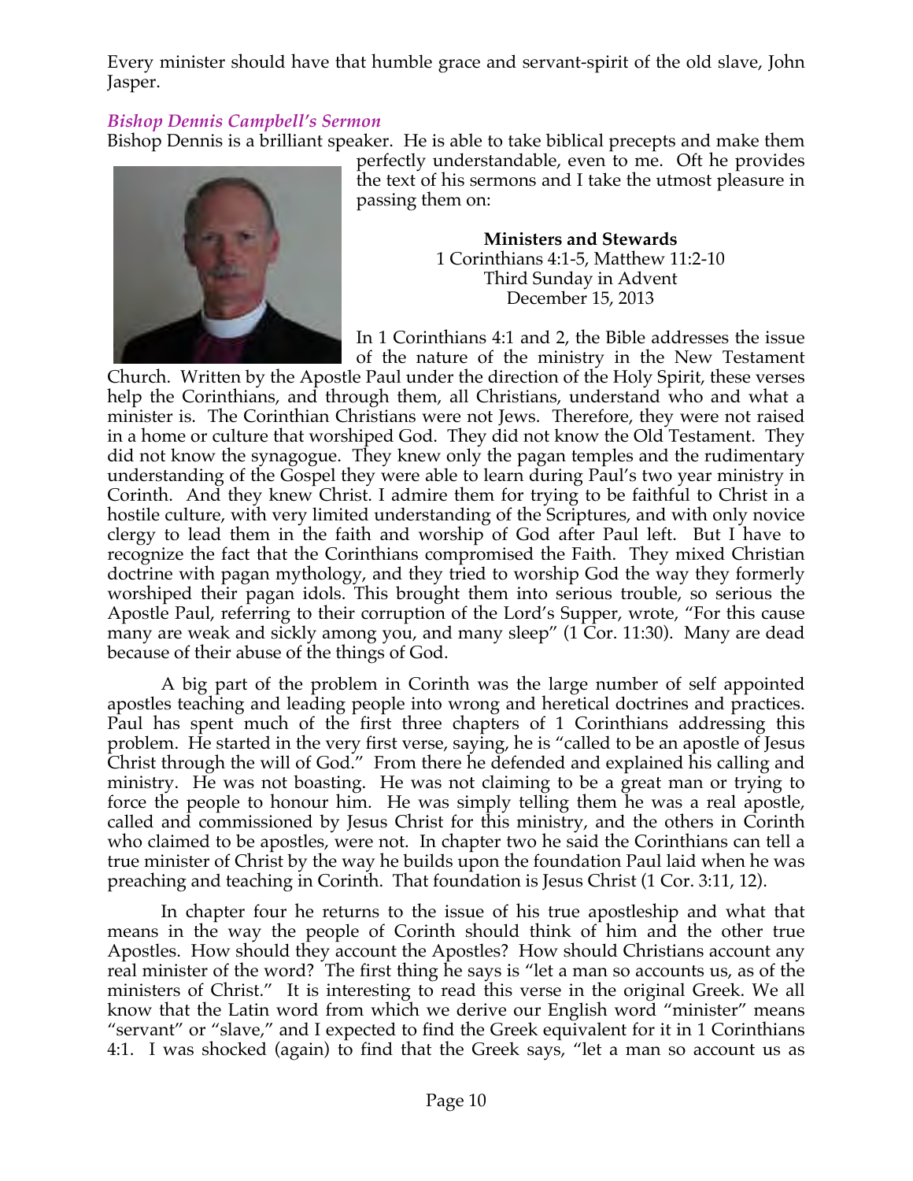Every minister should have that humble grace and servant-spirit of the old slave, John Jasper.

### *Bishop Dennis Campbell's Sermon*

Bishop Dennis is a brilliant speaker. He is able to take biblical precepts and make them perfectly understandable, even to me. Oft he provides the text of his sermons and I take the utmost pleasure in passing them on:

**Ministers and Stewards**
1 Corinthians 4:1-5, Matthew 11:2-10
Third Sunday in Advent
December 15, 2013

In 1 Corinthians 4:1 and 2, the Bible addresses the issue of the nature of the ministry in the New Testament Church. Written by the Apostle Paul under the direction of the Holy Spirit, these verses help the Corinthians, and through them, all Christians, understand who and what a minister is. The Corinthian Christians were not Jews. Therefore, they were not raised in a home or culture that worshiped God. They did not know the Old Testament. They did not know the synagogue. They knew only the pagan temples and the rudimentary understanding of the Gospel they were able to learn during Paul's two year ministry in Corinth. And they knew Christ. I admire them for trying to be faithful to Christ in a hostile culture, with very limited understanding of the Scriptures, and with only novice clergy to lead them in the faith and worship of God after Paul left. But I have to recognize the fact that the Corinthians compromised the Faith. They mixed Christian doctrine with pagan mythology, and they tried to worship God the way they formerly worshiped their pagan idols. This brought them into serious trouble, so serious the Apostle Paul, referring to their corruption of the Lord's Supper, wrote, "For this cause many are weak and sickly among you, and many sleep" (1 Cor. 11:30). Many are dead because of their abuse of the things of God.

A big part of the problem in Corinth was the large number of self appointed apostles teaching and leading people into wrong and heretical doctrines and practices. Paul has spent much of the first three chapters of 1 Corinthians addressing this problem. He started in the very first verse, saying, he is "called to be an apostle of Jesus Christ through the will of God." From there he defended and explained his calling and ministry. He was not boasting. He was not claiming to be a great man or trying to force the people to honour him. He was simply telling them he was a real apostle, called and commissioned by Jesus Christ for this ministry, and the others in Corinth who claimed to be apostles, were not. In chapter two he said the Corinthians can tell a true minister of Christ by the way he builds upon the foundation Paul laid when he was preaching and teaching in Corinth. That foundation is Jesus Christ (1 Cor. 3:11, 12).

In chapter four he returns to the issue of his true apostleship and what that means in the way the people of Corinth should think of him and the other true Apostles. How should they account the Apostles? How should Christians account any real minister of the word? The first thing he says is "let a man so accounts us, as of the ministers of Christ." It is interesting to read this verse in the original Greek. We all know that the Latin word from which we derive our English word "minister" means "servant" or "slave," and I expected to find the Greek equivalent for it in 1 Corinthians 4:1. I was shocked (again) to find that the Greek says, "let a man so account us as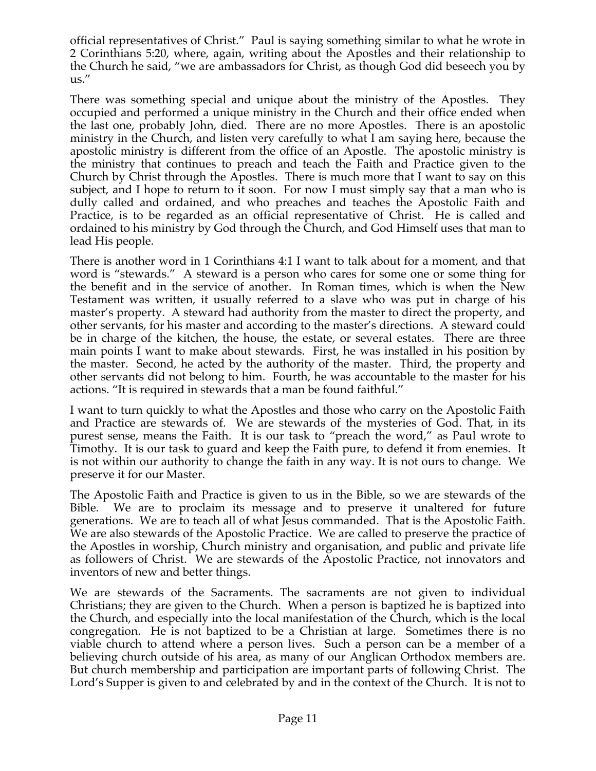official representatives of Christ." Paul is saying something similar to what he wrote in 2 Corinthians 5:20, where, again, writing about the Apostles and their relationship to the Church he said, "we are ambassadors for Christ, as though God did beseech you by us."

There was something special and unique about the ministry of the Apostles. They occupied and performed a unique ministry in the Church and their office ended when the last one, probably John, died. There are no more Apostles. There is an apostolic ministry in the Church, and listen very carefully to what I am saying here, because the apostolic ministry is different from the office of an Apostle. The apostolic ministry is the ministry that continues to preach and teach the Faith and Practice given to the Church by Christ through the Apostles. There is much more that I want to say on this subject, and I hope to return to it soon. For now I must simply say that a man who is dully called and ordained, and who preaches and teaches the Apostolic Faith and Practice, is to be regarded as an official representative of Christ. He is called and ordained to his ministry by God through the Church, and God Himself uses that man to lead His people.

There is another word in 1 Corinthians 4:1 I want to talk about for a moment, and that word is "stewards." A steward is a person who cares for some one or some thing for the benefit and in the service of another. In Roman times, which is when the New Testament was written, it usually referred to a slave who was put in charge of his master's property. A steward had authority from the master to direct the property, and other servants, for his master and according to the master's directions. A steward could be in charge of the kitchen, the house, the estate, or several estates. There are three main points I want to make about stewards. First, he was installed in his position by the master. Second, he acted by the authority of the master. Third, the property and other servants did not belong to him. Fourth, he was accountable to the master for his actions. "It is required in stewards that a man be found faithful."

I want to turn quickly to what the Apostles and those who carry on the Apostolic Faith and Practice are stewards of. We are stewards of the mysteries of God. That, in its purest sense, means the Faith. It is our task to "preach the word," as Paul wrote to Timothy. It is our task to guard and keep the Faith pure, to defend it from enemies. It is not within our authority to change the faith in any way. It is not ours to change. We preserve it for our Master.

The Apostolic Faith and Practice is given to us in the Bible, so we are stewards of the Bible. We are to proclaim its message and to preserve it unaltered for future generations. We are to teach all of what Jesus commanded. That is the Apostolic Faith. We are also stewards of the Apostolic Practice. We are called to preserve the practice of the Apostles in worship, Church ministry and organisation, and public and private life as followers of Christ. We are stewards of the Apostolic Practice, not innovators and inventors of new and better things.

We are stewards of the Sacraments. The sacraments are not given to individual Christians; they are given to the Church. When a person is baptized he is baptized into the Church, and especially into the local manifestation of the Church, which is the local congregation. He is not baptized to be a Christian at large. Sometimes there is no viable church to attend where a person lives. Such a person can be a member of a believing church outside of his area, as many of our Anglican Orthodox members are. But church membership and participation are important parts of following Christ. The Lord's Supper is given to and celebrated by and in the context of the Church. It is not to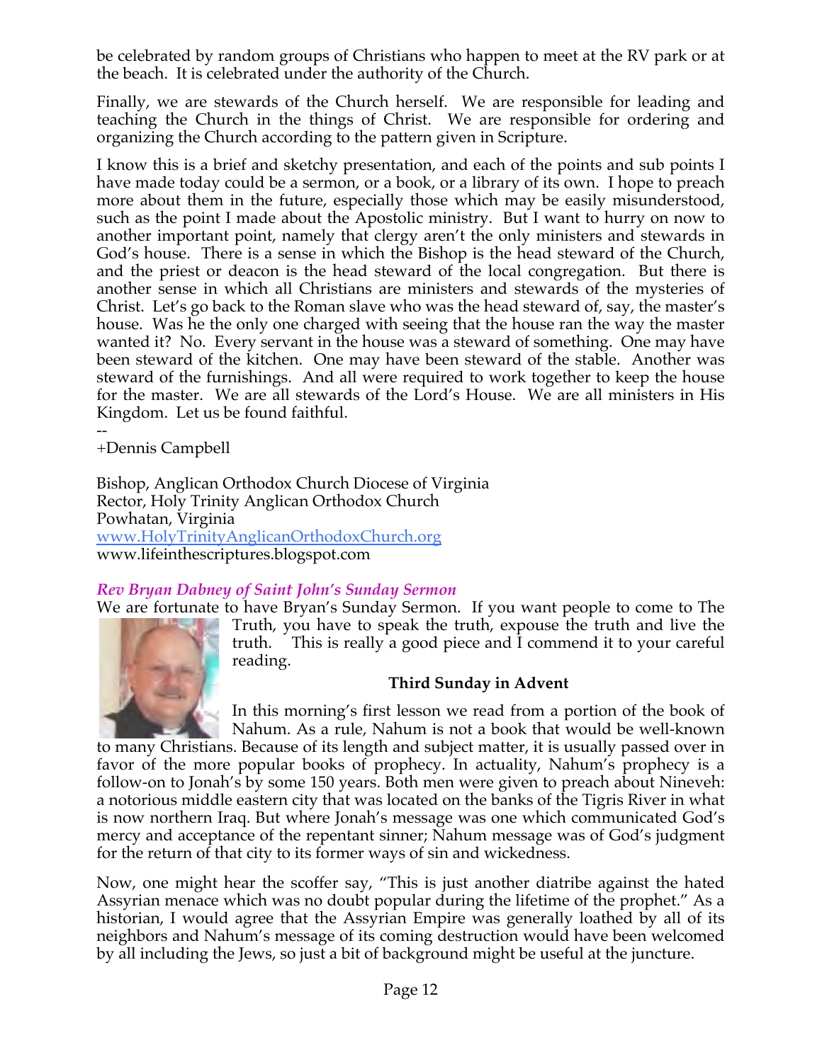be celebrated by random groups of Christians who happen to meet at the RV park or at the beach. It is celebrated under the authority of the Church.

Finally, we are stewards of the Church herself. We are responsible for leading and teaching the Church in the things of Christ. We are responsible for ordering and organizing the Church according to the pattern given in Scripture.

I know this is a brief and sketchy presentation, and each of the points and sub points I have made today could be a sermon, or a book, or a library of its own. I hope to preach more about them in the future, especially those which may be easily misunderstood, such as the point I made about the Apostolic ministry. But I want to hurry on now to another important point, namely that clergy aren't the only ministers and stewards in God's house. There is a sense in which the Bishop is the head steward of the Church, and the priest or deacon is the head steward of the local congregation. But there is another sense in which all Christians are ministers and stewards of the mysteries of Christ. Let's go back to the Roman slave who was the head steward of, say, the master's house. Was he the only one charged with seeing that the house ran the way the master wanted it? No. Every servant in the house was a steward of something. One may have been steward of the kitchen. One may have been steward of the stable. Another was steward of the furnishings. And all were required to work together to keep the house for the master. We are all stewards of the Lord's House. We are all ministers in His Kingdom. Let us be found faithful.

--
+Dennis Campbell

Bishop, Anglican Orthodox Church Diocese of Virginia
Rector, Holy Trinity Anglican Orthodox Church
Powhatan, Virginia
www.HolyTrinityAnglicanOrthodoxChurch.org
www.lifeinthescriptures.blogspot.com

### *Rev Bryan Dabney of Saint John's Sunday Sermon*

We are fortunate to have Bryan's Sunday Sermon. If you want people to come to The Truth, you have to speak the truth, expouse the truth and live the truth. This is really a good piece and I commend it to your careful reading.

**Third Sunday in Advent**

In this morning's first lesson we read from a portion of the book of Nahum. As a rule, Nahum is not a book that would be well-known to many Christians. Because of its length and subject matter, it is usually passed over in favor of the more popular books of prophecy. In actuality, Nahum's prophecy is a follow-on to Jonah's by some 150 years. Both men were given to preach about Nineveh: a notorious middle eastern city that was located on the banks of the Tigris River in what is now northern Iraq. But where Jonah's message was one which communicated God's mercy and acceptance of the repentant sinner; Nahum message was of God's judgment for the return of that city to its former ways of sin and wickedness.

Now, one might hear the scoffer say, "This is just another diatribe against the hated Assyrian menace which was no doubt popular during the lifetime of the prophet." As a historian, I would agree that the Assyrian Empire was generally loathed by all of its neighbors and Nahum's message of its coming destruction would have been welcomed by all including the Jews, so just a bit of background might be useful at the juncture.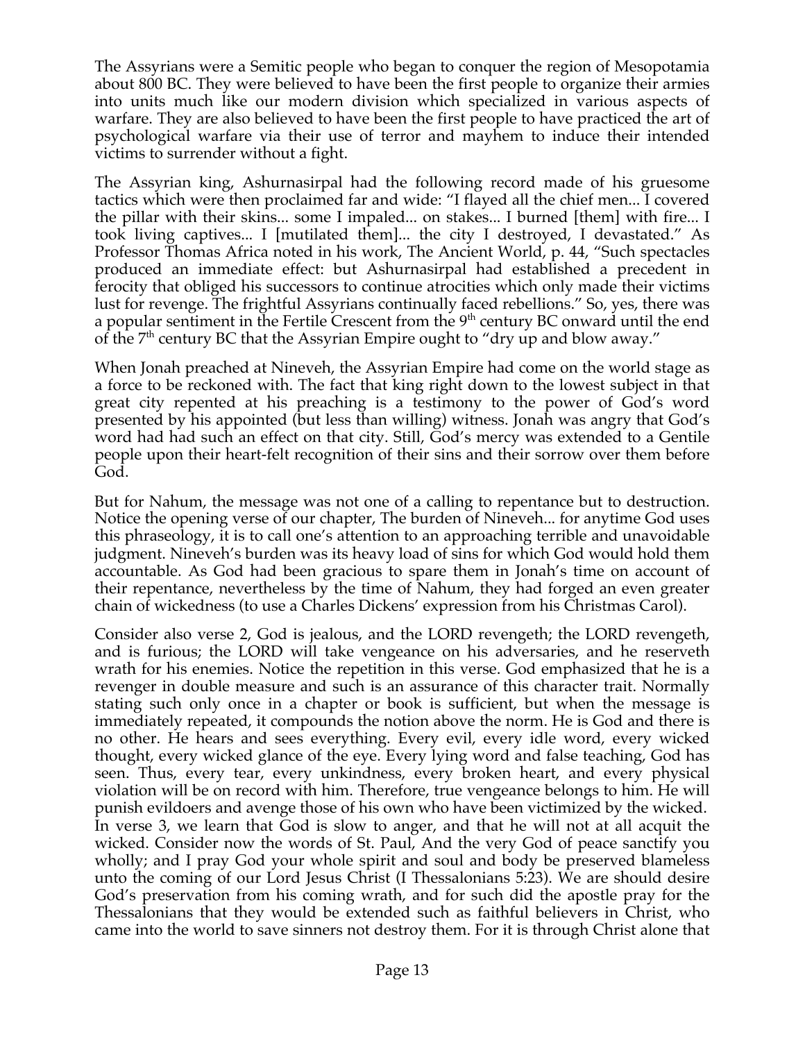The Assyrians were a Semitic people who began to conquer the region of Mesopotamia about 800 BC. They were believed to have been the first people to organize their armies into units much like our modern division which specialized in various aspects of warfare. They are also believed to have been the first people to have practiced the art of psychological warfare via their use of terror and mayhem to induce their intended victims to surrender without a fight.

The Assyrian king, Ashurnasirpal had the following record made of his gruesome tactics which were then proclaimed far and wide: "I flayed all the chief men... I covered the pillar with their skins... some I impaled... on stakes... I burned [them] with fire... I took living captives... I [mutilated them]... the city I destroyed, I devastated." As Professor Thomas Africa noted in his work, The Ancient World, p. 44, "Such spectacles produced an immediate effect: but Ashurnasirpal had established a precedent in ferocity that obliged his successors to continue atrocities which only made their victims lust for revenge. The frightful Assyrians continually faced rebellions." So, yes, there was a popular sentiment in the Fertile Crescent from the 9th century BC onward until the end of the 7th century BC that the Assyrian Empire ought to "dry up and blow away."

When Jonah preached at Nineveh, the Assyrian Empire had come on the world stage as a force to be reckoned with. The fact that king right down to the lowest subject in that great city repented at his preaching is a testimony to the power of God's word presented by his appointed (but less than willing) witness. Jonah was angry that God's word had had such an effect on that city. Still, God's mercy was extended to a Gentile people upon their heart-felt recognition of their sins and their sorrow over them before God.

But for Nahum, the message was not one of a calling to repentance but to destruction. Notice the opening verse of our chapter, The burden of Nineveh... for anytime God uses this phraseology, it is to call one's attention to an approaching terrible and unavoidable judgment. Nineveh's burden was its heavy load of sins for which God would hold them accountable. As God had been gracious to spare them in Jonah's time on account of their repentance, nevertheless by the time of Nahum, they had forged an even greater chain of wickedness (to use a Charles Dickens' expression from his Christmas Carol).

Consider also verse 2, God is jealous, and the LORD revengeth; the LORD revengeth, and is furious; the LORD will take vengeance on his adversaries, and he reserveth wrath for his enemies. Notice the repetition in this verse. God emphasized that he is a revenger in double measure and such is an assurance of this character trait. Normally stating such only once in a chapter or book is sufficient, but when the message is immediately repeated, it compounds the notion above the norm. He is God and there is no other. He hears and sees everything. Every evil, every idle word, every wicked thought, every wicked glance of the eye. Every lying word and false teaching, God has seen. Thus, every tear, every unkindness, every broken heart, and every physical violation will be on record with him. Therefore, true vengeance belongs to him. He will punish evildoers and avenge those of his own who have been victimized by the wicked. In verse 3, we learn that God is slow to anger, and that he will not at all acquit the wicked. Consider now the words of St. Paul, And the very God of peace sanctify you wholly; and I pray God your whole spirit and soul and body be preserved blameless unto the coming of our Lord Jesus Christ (I Thessalonians 5:23). We are should desire God's preservation from his coming wrath, and for such did the apostle pray for the Thessalonians that they would be extended such as faithful believers in Christ, who came into the world to save sinners not destroy them. For it is through Christ alone that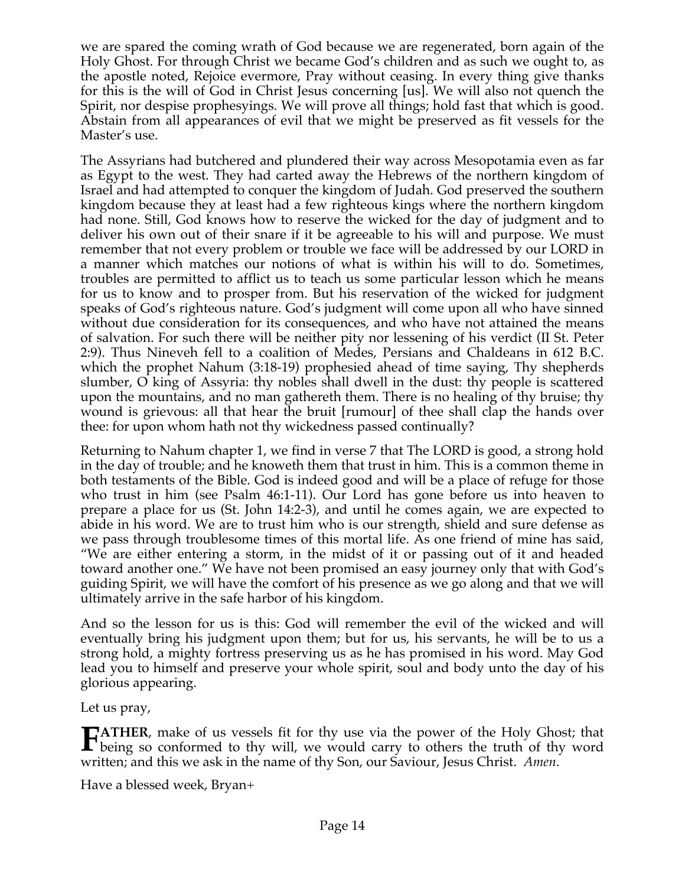we are spared the coming wrath of God because we are regenerated, born again of the Holy Ghost. For through Christ we became God's children and as such we ought to, as the apostle noted, Rejoice evermore, Pray without ceasing. In every thing give thanks for this is the will of God in Christ Jesus concerning [us]. We will also not quench the Spirit, nor despise prophesyings. We will prove all things; hold fast that which is good. Abstain from all appearances of evil that we might be preserved as fit vessels for the Master's use.

The Assyrians had butchered and plundered their way across Mesopotamia even as far as Egypt to the west. They had carted away the Hebrews of the northern kingdom of Israel and had attempted to conquer the kingdom of Judah. God preserved the southern kingdom because they at least had a few righteous kings where the northern kingdom had none. Still, God knows how to reserve the wicked for the day of judgment and to deliver his own out of their snare if it be agreeable to his will and purpose. We must remember that not every problem or trouble we face will be addressed by our LORD in a manner which matches our notions of what is within his will to do. Sometimes, troubles are permitted to afflict us to teach us some particular lesson which he means for us to know and to prosper from. But his reservation of the wicked for judgment speaks of God's righteous nature. God's judgment will come upon all who have sinned without due consideration for its consequences, and who have not attained the means of salvation. For such there will be neither pity nor lessening of his verdict (II St. Peter 2:9). Thus Nineveh fell to a coalition of Medes, Persians and Chaldeans in 612 B.C. which the prophet Nahum (3:18-19) prophesied ahead of time saying, Thy shepherds slumber, O king of Assyria: thy nobles shall dwell in the dust: thy people is scattered upon the mountains, and no man gathereth them. There is no healing of thy bruise; thy wound is grievous: all that hear the bruit [rumour] of thee shall clap the hands over thee: for upon whom hath not thy wickedness passed continually?

Returning to Nahum chapter 1, we find in verse 7 that The LORD is good, a strong hold in the day of trouble; and he knoweth them that trust in him. This is a common theme in both testaments of the Bible. God is indeed good and will be a place of refuge for those who trust in him (see Psalm 46:1-11). Our Lord has gone before us into heaven to prepare a place for us (St. John 14:2-3), and until he comes again, we are expected to abide in his word. We are to trust him who is our strength, shield and sure defense as we pass through troublesome times of this mortal life. As one friend of mine has said, "We are either entering a storm, in the midst of it or passing out of it and headed toward another one." We have not been promised an easy journey only that with God's guiding Spirit, we will have the comfort of his presence as we go along and that we will ultimately arrive in the safe harbor of his kingdom.

And so the lesson for us is this: God will remember the evil of the wicked and will eventually bring his judgment upon them; but for us, his servants, he will be to us a strong hold, a mighty fortress preserving us as he has promised in his word. May God lead you to himself and preserve your whole spirit, soul and body unto the day of his glorious appearing.

Let us pray,

**FATHER**, make of us vessels fit for thy use via the power of the Holy Ghost; that being so conformed to thy will, we would carry to others the truth of thy word written; and this we ask in the name of thy Son, our Saviour, Jesus Christ. *Amen*.

Have a blessed week, Bryan+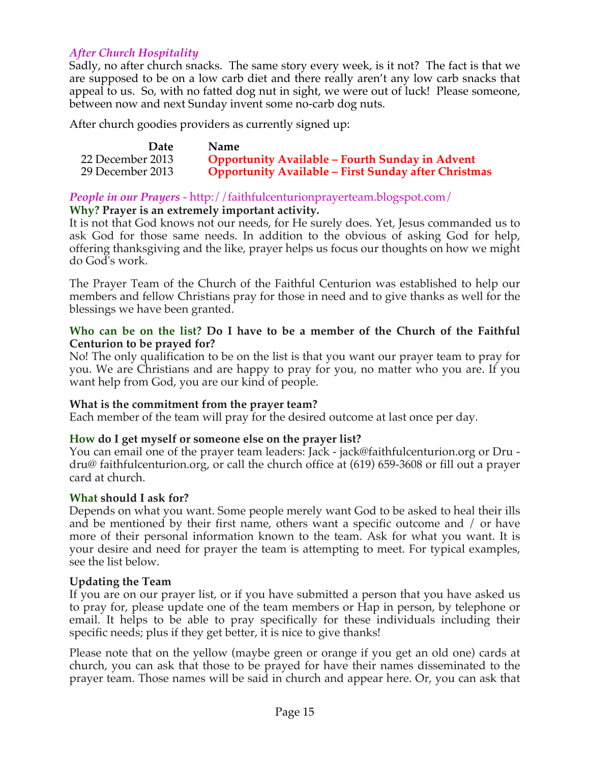### *After Church Hospitality*

Sadly, no after church snacks. The same story every week, is it not? The fact is that we are supposed to be on a low carb diet and there really aren't any low carb snacks that appeal to us. So, with no fatted dog nut in sight, we were out of luck! Please someone, between now and next Sunday invent some no-carb dog nuts.

After church goodies providers as currently signed up:

| Date | Name |
|---|---|
| 22 December 2013 | **Opportunity Available – Fourth Sunday in Advent** |
| 29 December 2013 | **Opportunity Available – First Sunday after Christmas** |

### *People in our Prayers* - http://faithfulcenturionprayerteam.blogspot.com/

**Why? Prayer is an extremely important activity.**

It is not that God knows not our needs, for He surely does. Yet, Jesus commanded us to ask God for those same needs. In addition to the obvious of asking God for help, offering thanksgiving and the like, prayer helps us focus our thoughts on how we might do God's work.

The Prayer Team of the Church of the Faithful Centurion was established to help our members and fellow Christians pray for those in need and to give thanks as well for the blessings we have been granted.

**Who can be on the list? Do I have to be a member of the Church of the Faithful Centurion to be prayed for?**

No! The only qualification to be on the list is that you want our prayer team to pray for you. We are Christians and are happy to pray for you, no matter who you are. If you want help from God, you are our kind of people.

**What is the commitment from the prayer team?**

Each member of the team will pray for the desired outcome at last once per day.

**How do I get myself or someone else on the prayer list?**

You can email one of the prayer team leaders: Jack - jack@faithfulcenturion.org or Dru - dru@ faithfulcenturion.org, or call the church office at (619) 659-3608 or fill out a prayer card at church.

**What should I ask for?**

Depends on what you want. Some people merely want God to be asked to heal their ills and be mentioned by their first name, others want a specific outcome and / or have more of their personal information known to the team. Ask for what you want. It is your desire and need for prayer the team is attempting to meet. For typical examples, see the list below.

**Updating the Team**

If you are on our prayer list, or if you have submitted a person that you have asked us to pray for, please update one of the team members or Hap in person, by telephone or email. It helps to be able to pray specifically for these individuals including their specific needs; plus if they get better, it is nice to give thanks!

Please note that on the yellow (maybe green or orange if you get an old one) cards at church, you can ask that those to be prayed for have their names disseminated to the prayer team. Those names will be said in church and appear here. Or, you can ask that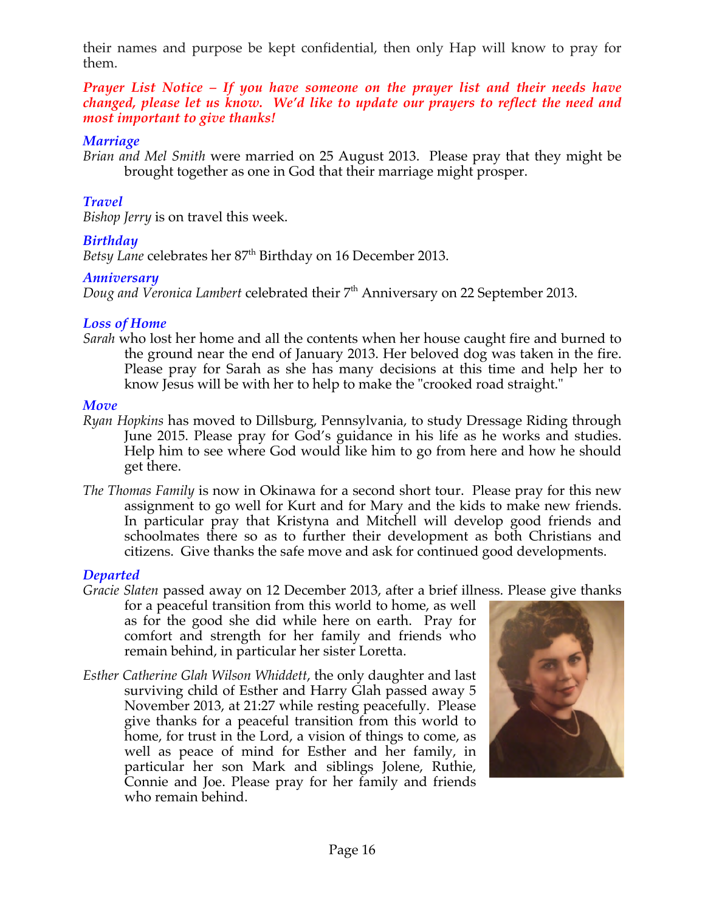their names and purpose be kept confidential, then only Hap will know to pray for them.

***Prayer List Notice – If you have someone on the prayer list and their needs have changed, please let us know. We'd like to update our prayers to reflect the need and most important to give thanks!***

***Marriage***

*Brian and Mel Smith* were married on 25 August 2013. Please pray that they might be brought together as one in God that their marriage might prosper.

***Travel***

*Bishop Jerry* is on travel this week.

***Birthday***

*Betsy Lane* celebrates her 87th Birthday on 16 December 2013.

***Anniversary***

*Doug and Veronica Lambert* celebrated their 7th Anniversary on 22 September 2013.

***Loss of Home***

*Sarah* who lost her home and all the contents when her house caught fire and burned to the ground near the end of January 2013. Her beloved dog was taken in the fire. Please pray for Sarah as she has many decisions at this time and help her to know Jesus will be with her to help to make the "crooked road straight."

***Move***

*Ryan Hopkins* has moved to Dillsburg, Pennsylvania, to study Dressage Riding through June 2015. Please pray for God's guidance in his life as he works and studies. Help him to see where God would like him to go from here and how he should get there.

*The Thomas Family* is now in Okinawa for a second short tour. Please pray for this new assignment to go well for Kurt and for Mary and the kids to make new friends. In particular pray that Kristyna and Mitchell will develop good friends and schoolmates there so as to further their development as both Christians and citizens. Give thanks the safe move and ask for continued good developments.

***Departed***

*Gracie Slaten* passed away on 12 December 2013, after a brief illness. Please give thanks for a peaceful transition from this world to home, as well as for the good she did while here on earth. Pray for comfort and strength for her family and friends who remain behind, in particular her sister Loretta.

*Esther Catherine Glah Wilson Whiddett*, the only daughter and last surviving child of Esther and Harry Glah passed away 5 November 2013, at 21:27 while resting peacefully. Please give thanks for a peaceful transition from this world to home, for trust in the Lord, a vision of things to come, as well as peace of mind for Esther and her family, in particular her son Mark and siblings Jolene, Ruthie, Connie and Joe. Please pray for her family and friends who remain behind.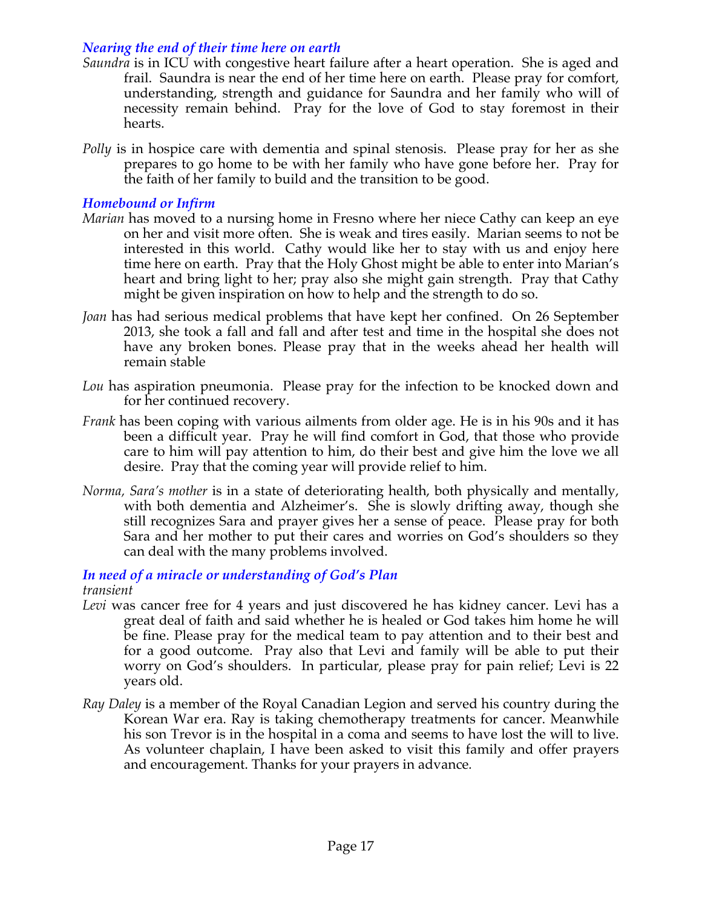### *Nearing the end of their time here on earth*

*Saundra* is in ICU with congestive heart failure after a heart operation. She is aged and frail. Saundra is near the end of her time here on earth. Please pray for comfort, understanding, strength and guidance for Saundra and her family who will of necessity remain behind. Pray for the love of God to stay foremost in their hearts.

*Polly* is in hospice care with dementia and spinal stenosis. Please pray for her as she prepares to go home to be with her family who have gone before her. Pray for the faith of her family to build and the transition to be good.

### *Homebound or Infirm*

*Marian* has moved to a nursing home in Fresno where her niece Cathy can keep an eye on her and visit more often. She is weak and tires easily. Marian seems to not be interested in this world. Cathy would like her to stay with us and enjoy here time here on earth. Pray that the Holy Ghost might be able to enter into Marian's heart and bring light to her; pray also she might gain strength. Pray that Cathy might be given inspiration on how to help and the strength to do so.

*Joan* has had serious medical problems that have kept her confined. On 26 September 2013, she took a fall and fall and after test and time in the hospital she does not have any broken bones. Please pray that in the weeks ahead her health will remain stable

*Lou* has aspiration pneumonia. Please pray for the infection to be knocked down and for her continued recovery.

*Frank* has been coping with various ailments from older age. He is in his 90s and it has been a difficult year. Pray he will find comfort in God, that those who provide care to him will pay attention to him, do their best and give him the love we all desire. Pray that the coming year will provide relief to him.

*Norma, Sara's mother* is in a state of deteriorating health, both physically and mentally, with both dementia and Alzheimer's. She is slowly drifting away, though she still recognizes Sara and prayer gives her a sense of peace. Please pray for both Sara and her mother to put their cares and worries on God's shoulders so they can deal with the many problems involved.

### *In need of a miracle or understanding of God's Plan*

*transient*

*Levi* was cancer free for 4 years and just discovered he has kidney cancer. Levi has a great deal of faith and said whether he is healed or God takes him home he will be fine. Please pray for the medical team to pay attention and to their best and for a good outcome. Pray also that Levi and family will be able to put their worry on God's shoulders. In particular, please pray for pain relief; Levi is 22 years old.

*Ray Daley* is a member of the Royal Canadian Legion and served his country during the Korean War era. Ray is taking chemotherapy treatments for cancer. Meanwhile his son Trevor is in the hospital in a coma and seems to have lost the will to live. As volunteer chaplain, I have been asked to visit this family and offer prayers and encouragement. Thanks for your prayers in advance.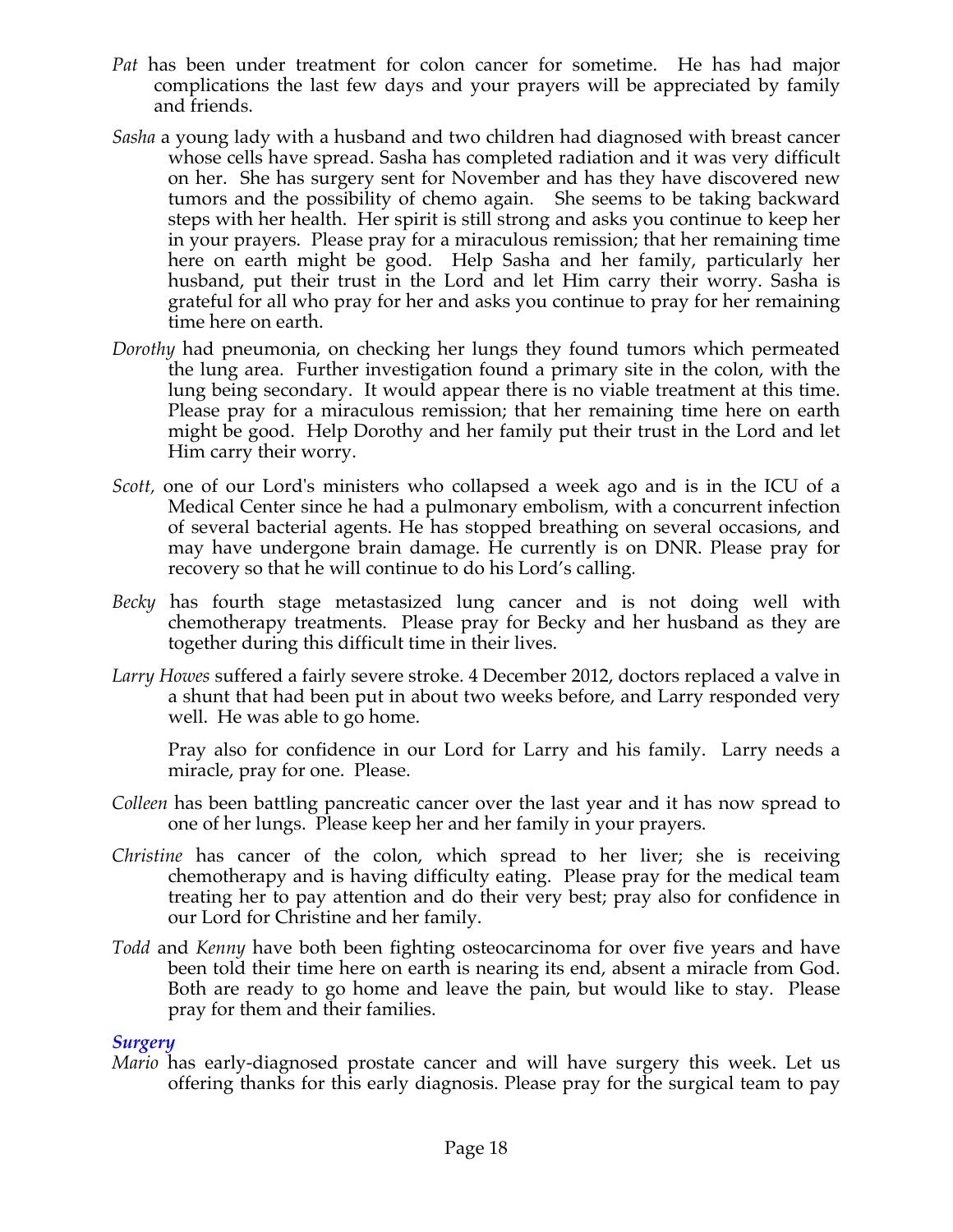*Pat* has been under treatment for colon cancer for sometime. He has had major complications the last few days and your prayers will be appreciated by family and friends.

*Sasha* a young lady with a husband and two children had diagnosed with breast cancer whose cells have spread. Sasha has completed radiation and it was very difficult on her. She has surgery sent for November and has they have discovered new tumors and the possibility of chemo again. She seems to be taking backward steps with her health. Her spirit is still strong and asks you continue to keep her in your prayers. Please pray for a miraculous remission; that her remaining time here on earth might be good. Help Sasha and her family, particularly her husband, put their trust in the Lord and let Him carry their worry. Sasha is grateful for all who pray for her and asks you continue to pray for her remaining time here on earth.

*Dorothy* had pneumonia, on checking her lungs they found tumors which permeated the lung area. Further investigation found a primary site in the colon, with the lung being secondary. It would appear there is no viable treatment at this time. Please pray for a miraculous remission; that her remaining time here on earth might be good. Help Dorothy and her family put their trust in the Lord and let Him carry their worry.

*Scott,* one of our Lord's ministers who collapsed a week ago and is in the ICU of a Medical Center since he had a pulmonary embolism, with a concurrent infection of several bacterial agents. He has stopped breathing on several occasions, and may have undergone brain damage. He currently is on DNR. Please pray for recovery so that he will continue to do his Lord's calling.

*Becky* has fourth stage metastasized lung cancer and is not doing well with chemotherapy treatments. Please pray for Becky and her husband as they are together during this difficult time in their lives.

*Larry Howes* suffered a fairly severe stroke. 4 December 2012, doctors replaced a valve in a shunt that had been put in about two weeks before, and Larry responded very well. He was able to go home.

Pray also for confidence in our Lord for Larry and his family. Larry needs a miracle, pray for one. Please.

*Colleen* has been battling pancreatic cancer over the last year and it has now spread to one of her lungs. Please keep her and her family in your prayers.

*Christine* has cancer of the colon, which spread to her liver; she is receiving chemotherapy and is having difficulty eating. Please pray for the medical team treating her to pay attention and do their very best; pray also for confidence in our Lord for Christine and her family.

*Todd* and *Kenny* have both been fighting osteocarcinoma for over five years and have been told their time here on earth is nearing its end, absent a miracle from God. Both are ready to go home and leave the pain, but would like to stay. Please pray for them and their families.

### *Surgery*

*Mario* has early-diagnosed prostate cancer and will have surgery this week. Let us offering thanks for this early diagnosis. Please pray for the surgical team to pay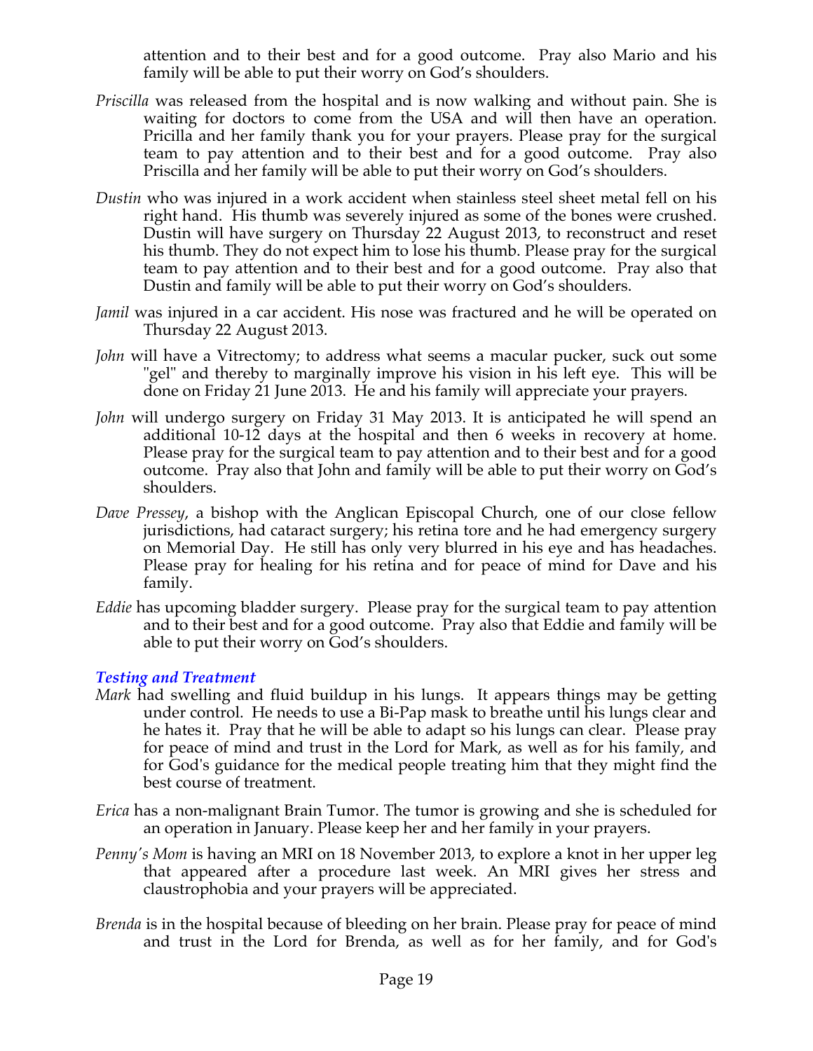attention and to their best and for a good outcome. Pray also Mario and his family will be able to put their worry on God's shoulders.

*Priscilla* was released from the hospital and is now walking and without pain. She is waiting for doctors to come from the USA and will then have an operation. Pricilla and her family thank you for your prayers. Please pray for the surgical team to pay attention and to their best and for a good outcome. Pray also Priscilla and her family will be able to put their worry on God's shoulders.

*Dustin* who was injured in a work accident when stainless steel sheet metal fell on his right hand. His thumb was severely injured as some of the bones were crushed. Dustin will have surgery on Thursday 22 August 2013, to reconstruct and reset his thumb. They do not expect him to lose his thumb. Please pray for the surgical team to pay attention and to their best and for a good outcome. Pray also that Dustin and family will be able to put their worry on God's shoulders.

*Jamil* was injured in a car accident. His nose was fractured and he will be operated on Thursday 22 August 2013.

*John* will have a Vitrectomy; to address what seems a macular pucker, suck out some "gel" and thereby to marginally improve his vision in his left eye. This will be done on Friday 21 June 2013. He and his family will appreciate your prayers.

*John* will undergo surgery on Friday 31 May 2013. It is anticipated he will spend an additional 10-12 days at the hospital and then 6 weeks in recovery at home. Please pray for the surgical team to pay attention and to their best and for a good outcome. Pray also that John and family will be able to put their worry on God's shoulders.

*Dave Pressey*, a bishop with the Anglican Episcopal Church, one of our close fellow jurisdictions, had cataract surgery; his retina tore and he had emergency surgery on Memorial Day. He still has only very blurred in his eye and has headaches. Please pray for healing for his retina and for peace of mind for Dave and his family.

*Eddie* has upcoming bladder surgery. Please pray for the surgical team to pay attention and to their best and for a good outcome. Pray also that Eddie and family will be able to put their worry on God's shoulders.

### *Testing and Treatment*

*Mark* had swelling and fluid buildup in his lungs. It appears things may be getting under control. He needs to use a Bi-Pap mask to breathe until his lungs clear and he hates it. Pray that he will be able to adapt so his lungs can clear. Please pray for peace of mind and trust in the Lord for Mark, as well as for his family, and for God's guidance for the medical people treating him that they might find the best course of treatment.

*Erica* has a non-malignant Brain Tumor. The tumor is growing and she is scheduled for an operation in January. Please keep her and her family in your prayers.

*Penny's Mom* is having an MRI on 18 November 2013, to explore a knot in her upper leg that appeared after a procedure last week. An MRI gives her stress and claustrophobia and your prayers will be appreciated.

*Brenda* is in the hospital because of bleeding on her brain. Please pray for peace of mind and trust in the Lord for Brenda, as well as for her family, and for God's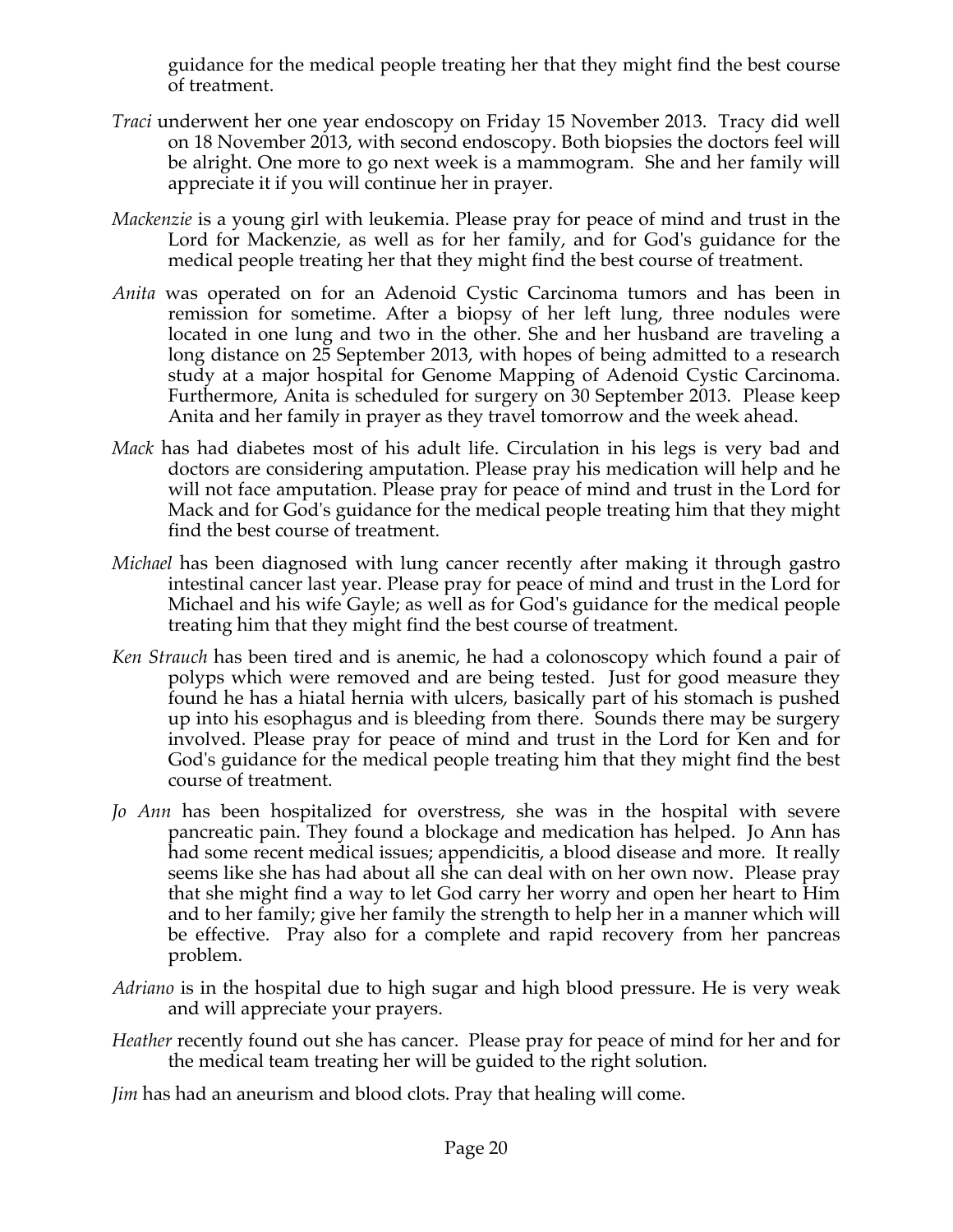guidance for the medical people treating her that they might find the best course of treatment.

*Traci* underwent her one year endoscopy on Friday 15 November 2013. Tracy did well on 18 November 2013, with second endoscopy. Both biopsies the doctors feel will be alright. One more to go next week is a mammogram. She and her family will appreciate it if you will continue her in prayer.

*Mackenzie* is a young girl with leukemia. Please pray for peace of mind and trust in the Lord for Mackenzie, as well as for her family, and for God's guidance for the medical people treating her that they might find the best course of treatment.

*Anita* was operated on for an Adenoid Cystic Carcinoma tumors and has been in remission for sometime. After a biopsy of her left lung, three nodules were located in one lung and two in the other. She and her husband are traveling a long distance on 25 September 2013, with hopes of being admitted to a research study at a major hospital for Genome Mapping of Adenoid Cystic Carcinoma. Furthermore, Anita is scheduled for surgery on 30 September 2013. Please keep Anita and her family in prayer as they travel tomorrow and the week ahead.

*Mack* has had diabetes most of his adult life. Circulation in his legs is very bad and doctors are considering amputation. Please pray his medication will help and he will not face amputation. Please pray for peace of mind and trust in the Lord for Mack and for God's guidance for the medical people treating him that they might find the best course of treatment.

*Michael* has been diagnosed with lung cancer recently after making it through gastro intestinal cancer last year. Please pray for peace of mind and trust in the Lord for Michael and his wife Gayle; as well as for God's guidance for the medical people treating him that they might find the best course of treatment.

*Ken Strauch* has been tired and is anemic, he had a colonoscopy which found a pair of polyps which were removed and are being tested. Just for good measure they found he has a hiatal hernia with ulcers, basically part of his stomach is pushed up into his esophagus and is bleeding from there. Sounds there may be surgery involved. Please pray for peace of mind and trust in the Lord for Ken and for God's guidance for the medical people treating him that they might find the best course of treatment.

*Jo Ann* has been hospitalized for overstress, she was in the hospital with severe pancreatic pain. They found a blockage and medication has helped. Jo Ann has had some recent medical issues; appendicitis, a blood disease and more. It really seems like she has had about all she can deal with on her own now. Please pray that she might find a way to let God carry her worry and open her heart to Him and to her family; give her family the strength to help her in a manner which will be effective. Pray also for a complete and rapid recovery from her pancreas problem.

*Adriano* is in the hospital due to high sugar and high blood pressure. He is very weak and will appreciate your prayers.

*Heather* recently found out she has cancer. Please pray for peace of mind for her and for the medical team treating her will be guided to the right solution.

*Jim* has had an aneurism and blood clots. Pray that healing will come.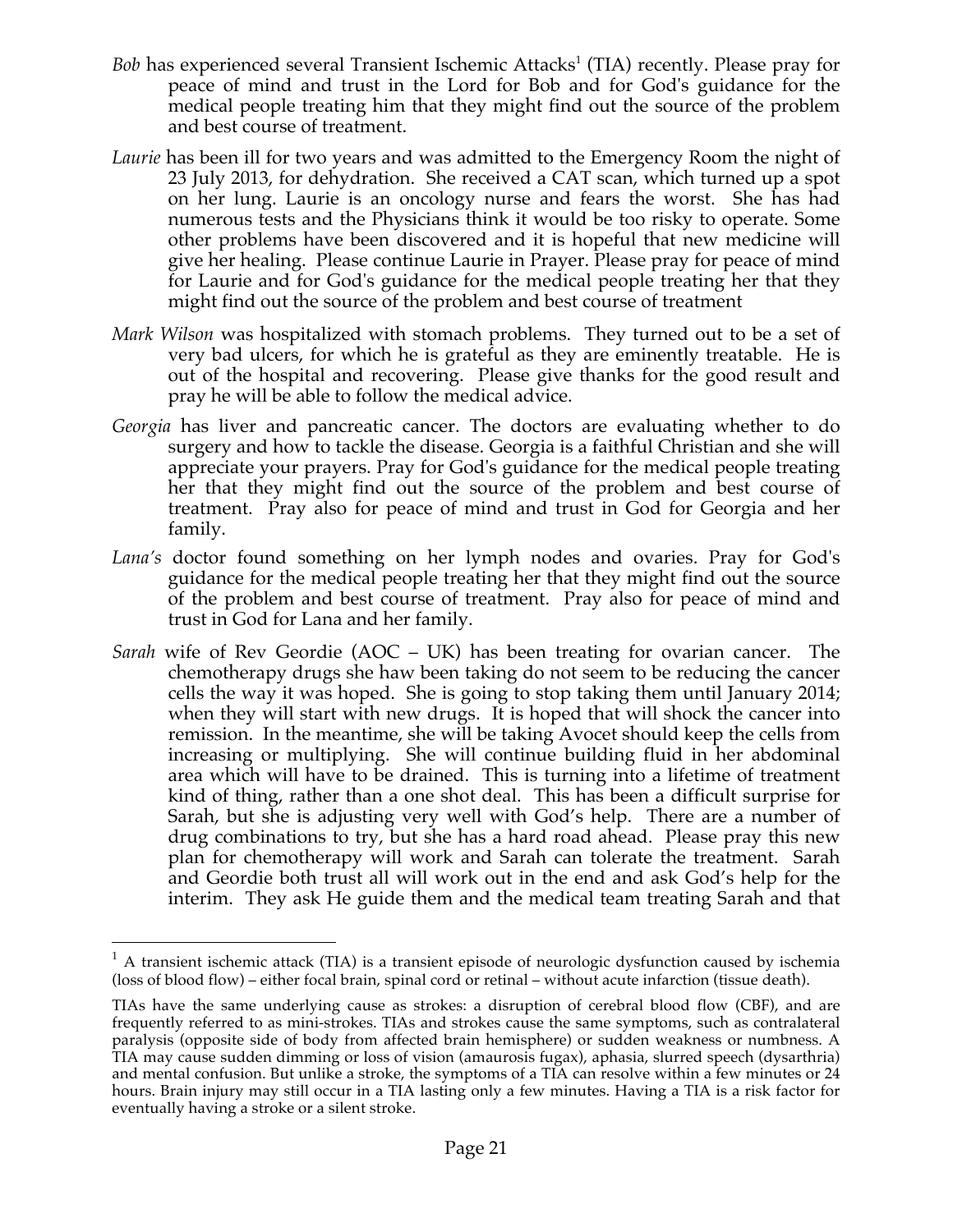*Bob* has experienced several Transient Ischemic Attacks[1] (TIA) recently. Please pray for peace of mind and trust in the Lord for Bob and for God's guidance for the medical people treating him that they might find out the source of the problem and best course of treatment.

*Laurie* has been ill for two years and was admitted to the Emergency Room the night of 23 July 2013, for dehydration. She received a CAT scan, which turned up a spot on her lung. Laurie is an oncology nurse and fears the worst. She has had numerous tests and the Physicians think it would be too risky to operate. Some other problems have been discovered and it is hopeful that new medicine will give her healing. Please continue Laurie in Prayer. Please pray for peace of mind for Laurie and for God's guidance for the medical people treating her that they might find out the source of the problem and best course of treatment

*Mark Wilson* was hospitalized with stomach problems. They turned out to be a set of very bad ulcers, for which he is grateful as they are eminently treatable. He is out of the hospital and recovering. Please give thanks for the good result and pray he will be able to follow the medical advice.

*Georgia* has liver and pancreatic cancer. The doctors are evaluating whether to do surgery and how to tackle the disease. Georgia is a faithful Christian and she will appreciate your prayers. Pray for God's guidance for the medical people treating her that they might find out the source of the problem and best course of treatment. Pray also for peace of mind and trust in God for Georgia and her family.

*Lana's* doctor found something on her lymph nodes and ovaries. Pray for God's guidance for the medical people treating her that they might find out the source of the problem and best course of treatment. Pray also for peace of mind and trust in God for Lana and her family.

*Sarah* wife of Rev Geordie (AOC – UK) has been treating for ovarian cancer. The chemotherapy drugs she haw been taking do not seem to be reducing the cancer cells the way it was hoped. She is going to stop taking them until January 2014; when they will start with new drugs. It is hoped that will shock the cancer into remission. In the meantime, she will be taking Avocet should keep the cells from increasing or multiplying. She will continue building fluid in her abdominal area which will have to be drained. This is turning into a lifetime of treatment kind of thing, rather than a one shot deal. This has been a difficult surprise for Sarah, but she is adjusting very well with God's help. There are a number of drug combinations to try, but she has a hard road ahead. Please pray this new plan for chemotherapy will work and Sarah can tolerate the treatment. Sarah and Geordie both trust all will work out in the end and ask God's help for the interim. They ask He guide them and the medical team treating Sarah and that

---

[1] A transient ischemic attack (TIA) is a transient episode of neurologic dysfunction caused by ischemia (loss of blood flow) – either focal brain, spinal cord or retinal – without acute infarction (tissue death).

TIAs have the same underlying cause as strokes: a disruption of cerebral blood flow (CBF), and are frequently referred to as mini-strokes. TIAs and strokes cause the same symptoms, such as contralateral paralysis (opposite side of body from affected brain hemisphere) or sudden weakness or numbness. A TIA may cause sudden dimming or loss of vision (amaurosis fugax), aphasia, slurred speech (dysarthria) and mental confusion. But unlike a stroke, the symptoms of a TIA can resolve within a few minutes or 24 hours. Brain injury may still occur in a TIA lasting only a few minutes. Having a TIA is a risk factor for eventually having a stroke or a silent stroke.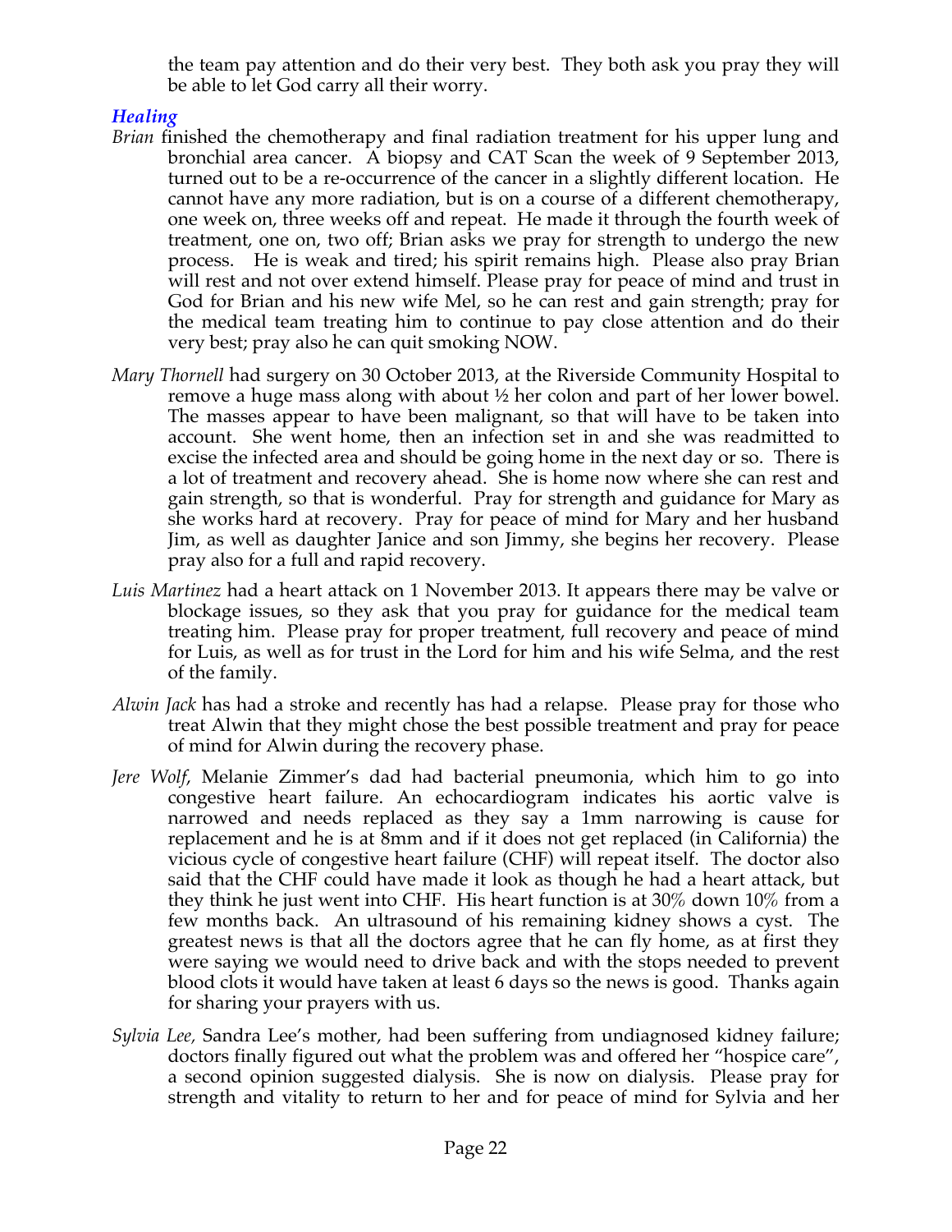the team pay attention and do their very best. They both ask you pray they will be able to let God carry all their worry.

### *Healing*

*Brian* finished the chemotherapy and final radiation treatment for his upper lung and bronchial area cancer. A biopsy and CAT Scan the week of 9 September 2013, turned out to be a re-occurrence of the cancer in a slightly different location. He cannot have any more radiation, but is on a course of a different chemotherapy, one week on, three weeks off and repeat. He made it through the fourth week of treatment, one on, two off; Brian asks we pray for strength to undergo the new process. He is weak and tired; his spirit remains high. Please also pray Brian will rest and not over extend himself. Please pray for peace of mind and trust in God for Brian and his new wife Mel, so he can rest and gain strength; pray for the medical team treating him to continue to pay close attention and do their very best; pray also he can quit smoking NOW.

*Mary Thornell* had surgery on 30 October 2013, at the Riverside Community Hospital to remove a huge mass along with about ½ her colon and part of her lower bowel. The masses appear to have been malignant, so that will have to be taken into account. She went home, then an infection set in and she was readmitted to excise the infected area and should be going home in the next day or so. There is a lot of treatment and recovery ahead. She is home now where she can rest and gain strength, so that is wonderful. Pray for strength and guidance for Mary as she works hard at recovery. Pray for peace of mind for Mary and her husband Jim, as well as daughter Janice and son Jimmy, she begins her recovery. Please pray also for a full and rapid recovery.

*Luis Martinez* had a heart attack on 1 November 2013. It appears there may be valve or blockage issues, so they ask that you pray for guidance for the medical team treating him. Please pray for proper treatment, full recovery and peace of mind for Luis, as well as for trust in the Lord for him and his wife Selma, and the rest of the family.

*Alwin Jack* has had a stroke and recently has had a relapse. Please pray for those who treat Alwin that they might chose the best possible treatment and pray for peace of mind for Alwin during the recovery phase.

*Jere Wolf*, Melanie Zimmer's dad had bacterial pneumonia, which him to go into congestive heart failure. An echocardiogram indicates his aortic valve is narrowed and needs replaced as they say a 1mm narrowing is cause for replacement and he is at 8mm and if it does not get replaced (in California) the vicious cycle of congestive heart failure (CHF) will repeat itself. The doctor also said that the CHF could have made it look as though he had a heart attack, but they think he just went into CHF. His heart function is at 30% down 10% from a few months back. An ultrasound of his remaining kidney shows a cyst. The greatest news is that all the doctors agree that he can fly home, as at first they were saying we would need to drive back and with the stops needed to prevent blood clots it would have taken at least 6 days so the news is good. Thanks again for sharing your prayers with us.

*Sylvia Lee,* Sandra Lee's mother, had been suffering from undiagnosed kidney failure; doctors finally figured out what the problem was and offered her "hospice care", a second opinion suggested dialysis. She is now on dialysis. Please pray for strength and vitality to return to her and for peace of mind for Sylvia and her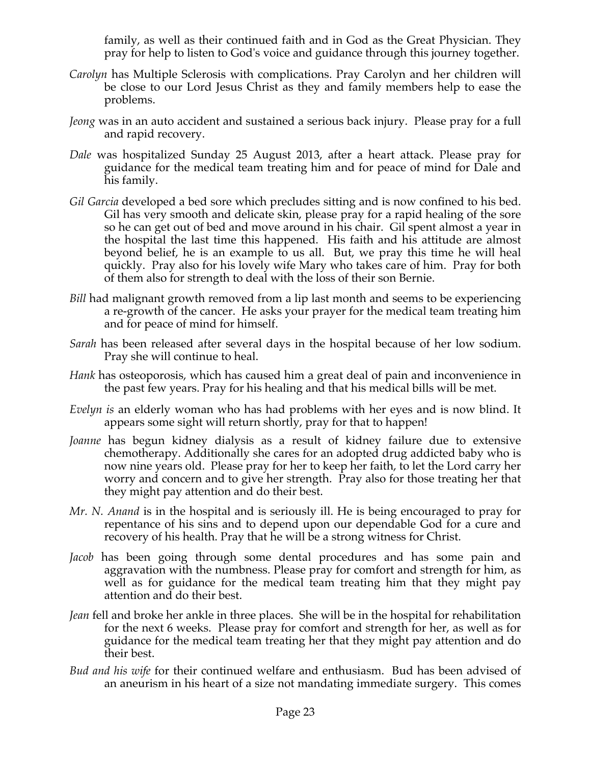family, as well as their continued faith and in God as the Great Physician. They pray for help to listen to God's voice and guidance through this journey together.

*Carolyn* has Multiple Sclerosis with complications. Pray Carolyn and her children will be close to our Lord Jesus Christ as they and family members help to ease the problems.

*Jeong* was in an auto accident and sustained a serious back injury. Please pray for a full and rapid recovery.

*Dale* was hospitalized Sunday 25 August 2013, after a heart attack. Please pray for guidance for the medical team treating him and for peace of mind for Dale and his family.

*Gil Garcia* developed a bed sore which precludes sitting and is now confined to his bed. Gil has very smooth and delicate skin, please pray for a rapid healing of the sore so he can get out of bed and move around in his chair. Gil spent almost a year in the hospital the last time this happened. His faith and his attitude are almost beyond belief, he is an example to us all. But, we pray this time he will heal quickly. Pray also for his lovely wife Mary who takes care of him. Pray for both of them also for strength to deal with the loss of their son Bernie.

*Bill* had malignant growth removed from a lip last month and seems to be experiencing a re-growth of the cancer. He asks your prayer for the medical team treating him and for peace of mind for himself.

*Sarah* has been released after several days in the hospital because of her low sodium. Pray she will continue to heal.

*Hank* has osteoporosis, which has caused him a great deal of pain and inconvenience in the past few years. Pray for his healing and that his medical bills will be met.

*Evelyn is* an elderly woman who has had problems with her eyes and is now blind. It appears some sight will return shortly, pray for that to happen!

*Joanne* has begun kidney dialysis as a result of kidney failure due to extensive chemotherapy. Additionally she cares for an adopted drug addicted baby who is now nine years old. Please pray for her to keep her faith, to let the Lord carry her worry and concern and to give her strength. Pray also for those treating her that they might pay attention and do their best.

*Mr. N. Anand* is in the hospital and is seriously ill. He is being encouraged to pray for repentance of his sins and to depend upon our dependable God for a cure and recovery of his health. Pray that he will be a strong witness for Christ.

*Jacob* has been going through some dental procedures and has some pain and aggravation with the numbness. Please pray for comfort and strength for him, as well as for guidance for the medical team treating him that they might pay attention and do their best.

*Jean* fell and broke her ankle in three places. She will be in the hospital for rehabilitation for the next 6 weeks. Please pray for comfort and strength for her, as well as for guidance for the medical team treating her that they might pay attention and do their best.

*Bud and his wife* for their continued welfare and enthusiasm. Bud has been advised of an aneurism in his heart of a size not mandating immediate surgery. This comes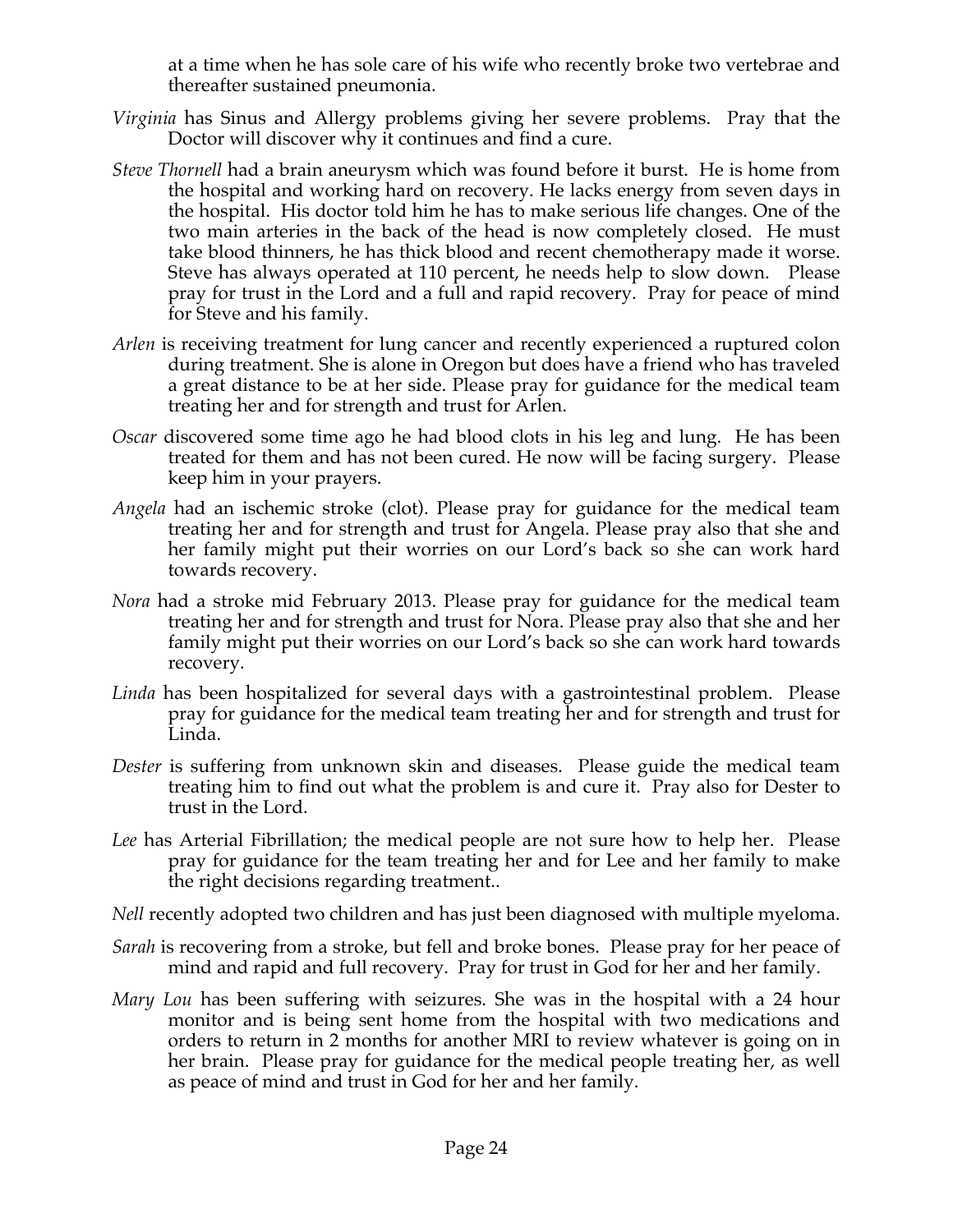at a time when he has sole care of his wife who recently broke two vertebrae and thereafter sustained pneumonia.

*Virginia* has Sinus and Allergy problems giving her severe problems. Pray that the Doctor will discover why it continues and find a cure.

*Steve Thornell* had a brain aneurysm which was found before it burst. He is home from the hospital and working hard on recovery. He lacks energy from seven days in the hospital. His doctor told him he has to make serious life changes. One of the two main arteries in the back of the head is now completely closed. He must take blood thinners, he has thick blood and recent chemotherapy made it worse. Steve has always operated at 110 percent, he needs help to slow down. Please pray for trust in the Lord and a full and rapid recovery. Pray for peace of mind for Steve and his family.

*Arlen* is receiving treatment for lung cancer and recently experienced a ruptured colon during treatment. She is alone in Oregon but does have a friend who has traveled a great distance to be at her side. Please pray for guidance for the medical team treating her and for strength and trust for Arlen.

*Oscar* discovered some time ago he had blood clots in his leg and lung. He has been treated for them and has not been cured. He now will be facing surgery. Please keep him in your prayers.

*Angela* had an ischemic stroke (clot). Please pray for guidance for the medical team treating her and for strength and trust for Angela. Please pray also that she and her family might put their worries on our Lord's back so she can work hard towards recovery.

*Nora* had a stroke mid February 2013. Please pray for guidance for the medical team treating her and for strength and trust for Nora. Please pray also that she and her family might put their worries on our Lord's back so she can work hard towards recovery.

*Linda* has been hospitalized for several days with a gastrointestinal problem. Please pray for guidance for the medical team treating her and for strength and trust for Linda.

*Dester* is suffering from unknown skin and diseases. Please guide the medical team treating him to find out what the problem is and cure it. Pray also for Dester to trust in the Lord.

*Lee* has Arterial Fibrillation; the medical people are not sure how to help her. Please pray for guidance for the team treating her and for Lee and her family to make the right decisions regarding treatment..

*Nell* recently adopted two children and has just been diagnosed with multiple myeloma.

*Sarah* is recovering from a stroke, but fell and broke bones. Please pray for her peace of mind and rapid and full recovery. Pray for trust in God for her and her family.

*Mary Lou* has been suffering with seizures. She was in the hospital with a 24 hour monitor and is being sent home from the hospital with two medications and orders to return in 2 months for another MRI to review whatever is going on in her brain. Please pray for guidance for the medical people treating her, as well as peace of mind and trust in God for her and her family.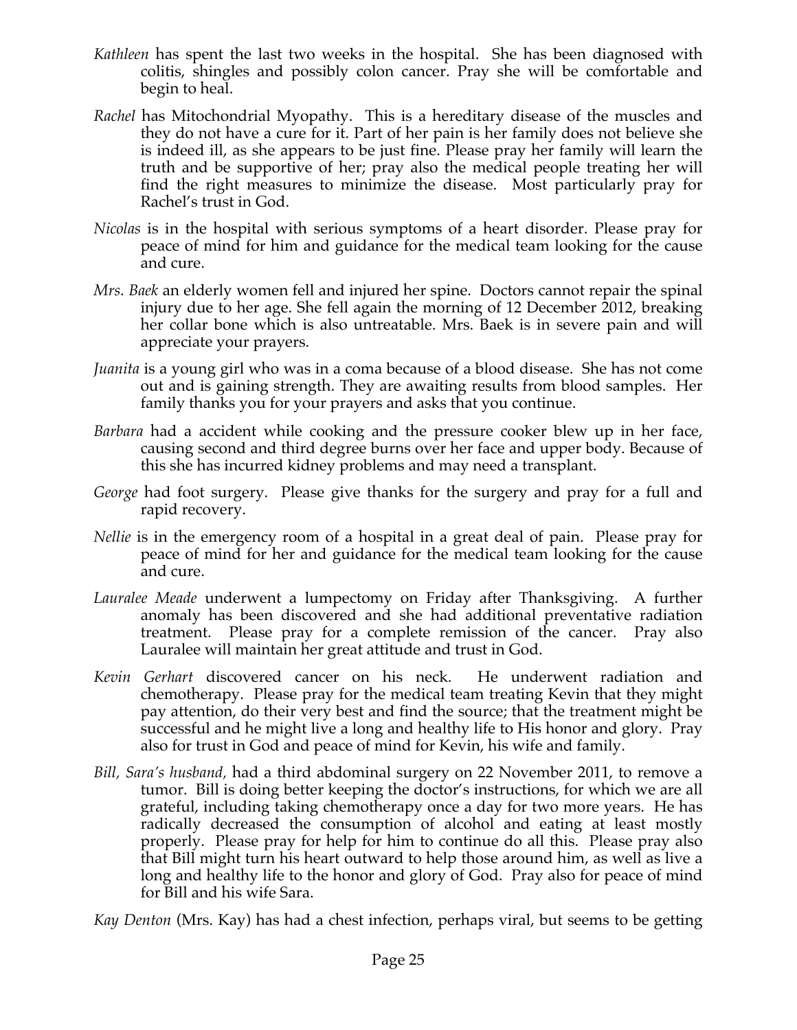*Kathleen* has spent the last two weeks in the hospital. She has been diagnosed with colitis, shingles and possibly colon cancer. Pray she will be comfortable and begin to heal.

*Rachel* has Mitochondrial Myopathy. This is a hereditary disease of the muscles and they do not have a cure for it. Part of her pain is her family does not believe she is indeed ill, as she appears to be just fine. Please pray her family will learn the truth and be supportive of her; pray also the medical people treating her will find the right measures to minimize the disease. Most particularly pray for Rachel's trust in God.

*Nicolas* is in the hospital with serious symptoms of a heart disorder. Please pray for peace of mind for him and guidance for the medical team looking for the cause and cure.

*Mrs. Baek* an elderly women fell and injured her spine. Doctors cannot repair the spinal injury due to her age. She fell again the morning of 12 December 2012, breaking her collar bone which is also untreatable. Mrs. Baek is in severe pain and will appreciate your prayers.

*Juanita* is a young girl who was in a coma because of a blood disease. She has not come out and is gaining strength. They are awaiting results from blood samples. Her family thanks you for your prayers and asks that you continue.

*Barbara* had a accident while cooking and the pressure cooker blew up in her face, causing second and third degree burns over her face and upper body. Because of this she has incurred kidney problems and may need a transplant.

*George* had foot surgery. Please give thanks for the surgery and pray for a full and rapid recovery.

*Nellie* is in the emergency room of a hospital in a great deal of pain. Please pray for peace of mind for her and guidance for the medical team looking for the cause and cure.

*Lauralee Meade* underwent a lumpectomy on Friday after Thanksgiving. A further anomaly has been discovered and she had additional preventative radiation treatment. Please pray for a complete remission of the cancer. Pray also Lauralee will maintain her great attitude and trust in God.

*Kevin Gerhart* discovered cancer on his neck. He underwent radiation and chemotherapy. Please pray for the medical team treating Kevin that they might pay attention, do their very best and find the source; that the treatment might be successful and he might live a long and healthy life to His honor and glory. Pray also for trust in God and peace of mind for Kevin, his wife and family.

*Bill, Sara's husband,* had a third abdominal surgery on 22 November 2011, to remove a tumor. Bill is doing better keeping the doctor's instructions, for which we are all grateful, including taking chemotherapy once a day for two more years. He has radically decreased the consumption of alcohol and eating at least mostly properly. Please pray for help for him to continue do all this. Please pray also that Bill might turn his heart outward to help those around him, as well as live a long and healthy life to the honor and glory of God. Pray also for peace of mind for Bill and his wife Sara.

*Kay Denton* (Mrs. Kay) has had a chest infection, perhaps viral, but seems to be getting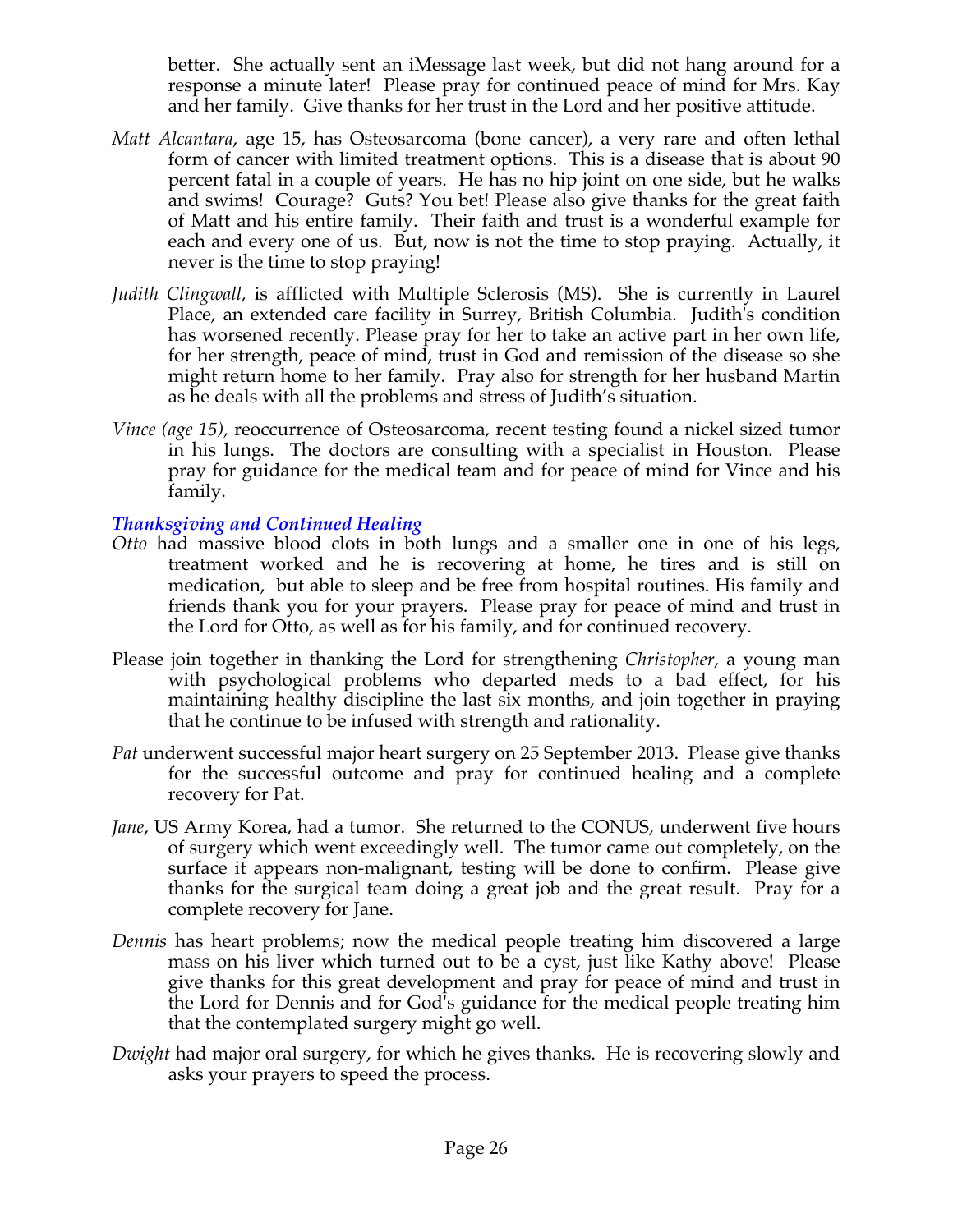better. She actually sent an iMessage last week, but did not hang around for a response a minute later! Please pray for continued peace of mind for Mrs. Kay and her family. Give thanks for her trust in the Lord and her positive attitude.

*Matt Alcantara*, age 15, has Osteosarcoma (bone cancer), a very rare and often lethal form of cancer with limited treatment options. This is a disease that is about 90 percent fatal in a couple of years. He has no hip joint on one side, but he walks and swims! Courage? Guts? You bet! Please also give thanks for the great faith of Matt and his entire family. Their faith and trust is a wonderful example for each and every one of us. But, now is not the time to stop praying. Actually, it never is the time to stop praying!

*Judith Clingwall*, is afflicted with Multiple Sclerosis (MS). She is currently in Laurel Place, an extended care facility in Surrey, British Columbia. Judith's condition has worsened recently. Please pray for her to take an active part in her own life, for her strength, peace of mind, trust in God and remission of the disease so she might return home to her family. Pray also for strength for her husband Martin as he deals with all the problems and stress of Judith's situation.

*Vince (age 15)*, reoccurrence of Osteosarcoma, recent testing found a nickel sized tumor in his lungs. The doctors are consulting with a specialist in Houston. Please pray for guidance for the medical team and for peace of mind for Vince and his family.

### *Thanksgiving and Continued Healing*

*Otto* had massive blood clots in both lungs and a smaller one in one of his legs, treatment worked and he is recovering at home, he tires and is still on medication, but able to sleep and be free from hospital routines. His family and friends thank you for your prayers. Please pray for peace of mind and trust in the Lord for Otto, as well as for his family, and for continued recovery.

Please join together in thanking the Lord for strengthening *Christopher*, a young man with psychological problems who departed meds to a bad effect, for his maintaining healthy discipline the last six months, and join together in praying that he continue to be infused with strength and rationality.

*Pat* underwent successful major heart surgery on 25 September 2013. Please give thanks for the successful outcome and pray for continued healing and a complete recovery for Pat.

*Jane*, US Army Korea, had a tumor. She returned to the CONUS, underwent five hours of surgery which went exceedingly well. The tumor came out completely, on the surface it appears non-malignant, testing will be done to confirm. Please give thanks for the surgical team doing a great job and the great result. Pray for a complete recovery for Jane.

*Dennis* has heart problems; now the medical people treating him discovered a large mass on his liver which turned out to be a cyst, just like Kathy above! Please give thanks for this great development and pray for peace of mind and trust in the Lord for Dennis and for God's guidance for the medical people treating him that the contemplated surgery might go well.

*Dwight* had major oral surgery, for which he gives thanks. He is recovering slowly and asks your prayers to speed the process.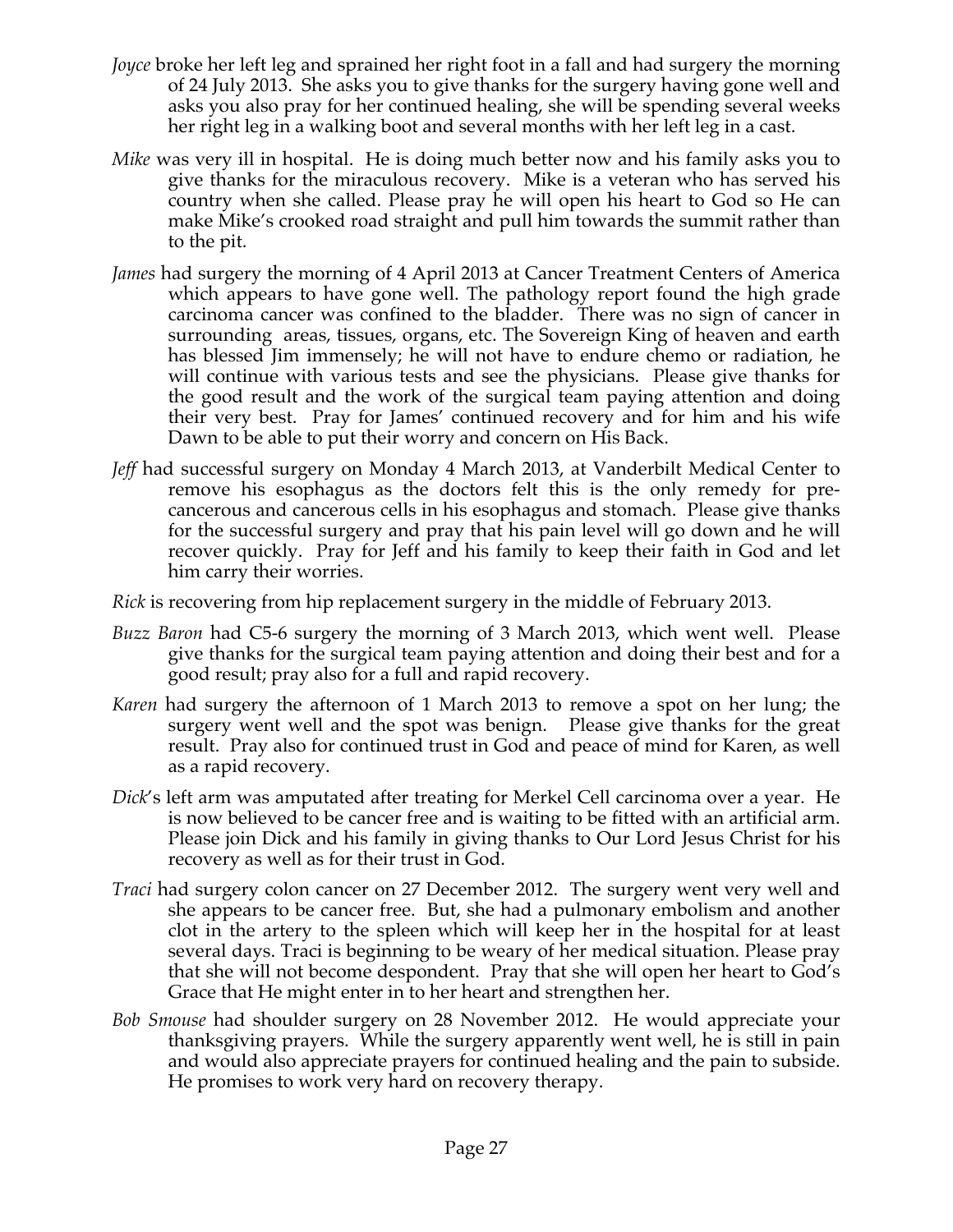*Joyce* broke her left leg and sprained her right foot in a fall and had surgery the morning of 24 July 2013. She asks you to give thanks for the surgery having gone well and asks you also pray for her continued healing, she will be spending several weeks her right leg in a walking boot and several months with her left leg in a cast.

*Mike* was very ill in hospital. He is doing much better now and his family asks you to give thanks for the miraculous recovery. Mike is a veteran who has served his country when she called. Please pray he will open his heart to God so He can make Mike's crooked road straight and pull him towards the summit rather than to the pit.

*James* had surgery the morning of 4 April 2013 at Cancer Treatment Centers of America which appears to have gone well. The pathology report found the high grade carcinoma cancer was confined to the bladder. There was no sign of cancer in surrounding areas, tissues, organs, etc. The Sovereign King of heaven and earth has blessed Jim immensely; he will not have to endure chemo or radiation, he will continue with various tests and see the physicians. Please give thanks for the good result and the work of the surgical team paying attention and doing their very best. Pray for James' continued recovery and for him and his wife Dawn to be able to put their worry and concern on His Back.

*Jeff* had successful surgery on Monday 4 March 2013, at Vanderbilt Medical Center to remove his esophagus as the doctors felt this is the only remedy for pre-cancerous and cancerous cells in his esophagus and stomach. Please give thanks for the successful surgery and pray that his pain level will go down and he will recover quickly. Pray for Jeff and his family to keep their faith in God and let him carry their worries.

*Rick* is recovering from hip replacement surgery in the middle of February 2013.

*Buzz Baron* had C5-6 surgery the morning of 3 March 2013, which went well. Please give thanks for the surgical team paying attention and doing their best and for a good result; pray also for a full and rapid recovery.

*Karen* had surgery the afternoon of 1 March 2013 to remove a spot on her lung; the surgery went well and the spot was benign. Please give thanks for the great result. Pray also for continued trust in God and peace of mind for Karen, as well as a rapid recovery.

*Dick*'s left arm was amputated after treating for Merkel Cell carcinoma over a year. He is now believed to be cancer free and is waiting to be fitted with an artificial arm. Please join Dick and his family in giving thanks to Our Lord Jesus Christ for his recovery as well as for their trust in God.

*Traci* had surgery colon cancer on 27 December 2012. The surgery went very well and she appears to be cancer free. But, she had a pulmonary embolism and another clot in the artery to the spleen which will keep her in the hospital for at least several days. Traci is beginning to be weary of her medical situation. Please pray that she will not become despondent. Pray that she will open her heart to God's Grace that He might enter in to her heart and strengthen her.

*Bob Smouse* had shoulder surgery on 28 November 2012. He would appreciate your thanksgiving prayers. While the surgery apparently went well, he is still in pain and would also appreciate prayers for continued healing and the pain to subside. He promises to work very hard on recovery therapy.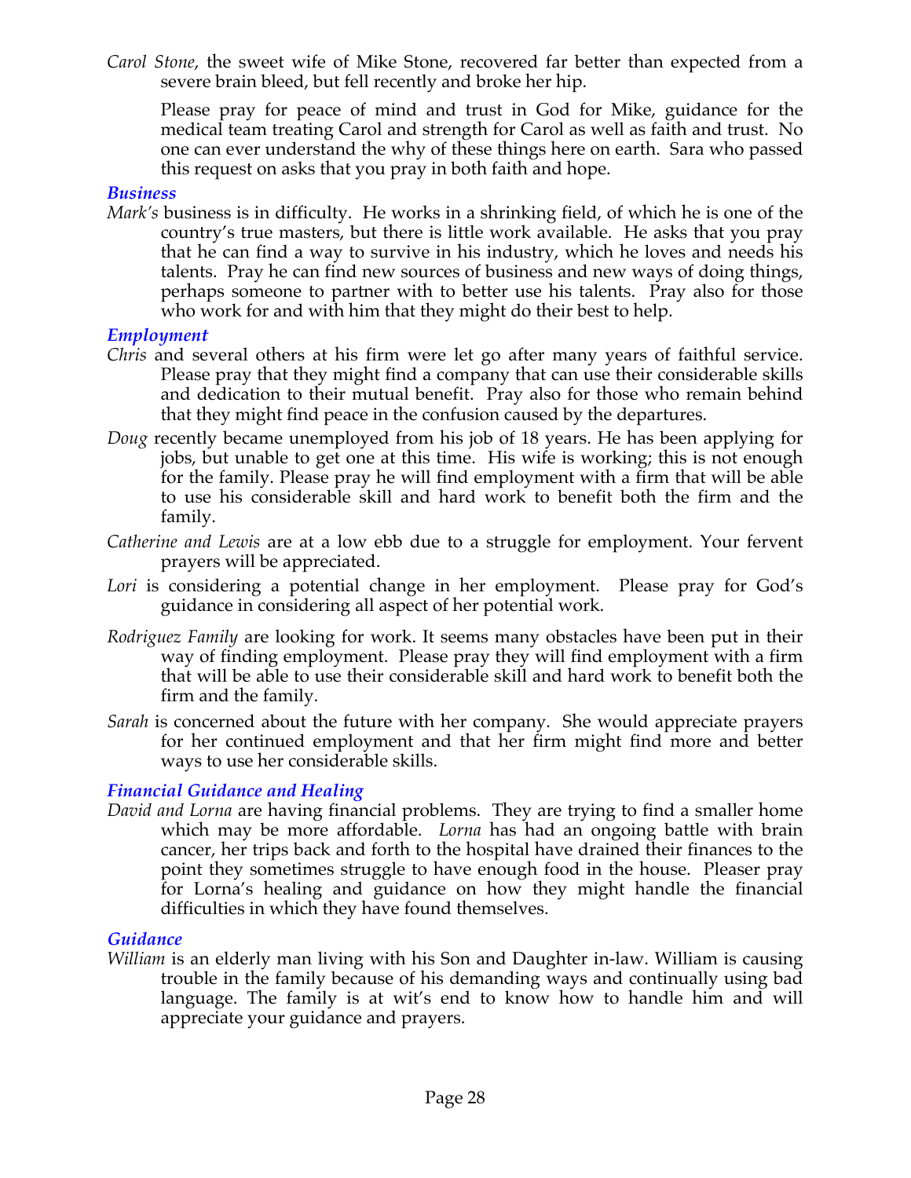*Carol Stone*, the sweet wife of Mike Stone, recovered far better than expected from a severe brain bleed, but fell recently and broke her hip.

Please pray for peace of mind and trust in God for Mike, guidance for the medical team treating Carol and strength for Carol as well as faith and trust. No one can ever understand the why of these things here on earth. Sara who passed this request on asks that you pray in both faith and hope.

### *Business*

*Mark's* business is in difficulty. He works in a shrinking field, of which he is one of the country's true masters, but there is little work available. He asks that you pray that he can find a way to survive in his industry, which he loves and needs his talents. Pray he can find new sources of business and new ways of doing things, perhaps someone to partner with to better use his talents. Pray also for those who work for and with him that they might do their best to help.

### *Employment*

*Chris* and several others at his firm were let go after many years of faithful service. Please pray that they might find a company that can use their considerable skills and dedication to their mutual benefit. Pray also for those who remain behind that they might find peace in the confusion caused by the departures.

*Doug* recently became unemployed from his job of 18 years. He has been applying for jobs, but unable to get one at this time. His wife is working; this is not enough for the family. Please pray he will find employment with a firm that will be able to use his considerable skill and hard work to benefit both the firm and the family.

*Catherine and Lewis* are at a low ebb due to a struggle for employment. Your fervent prayers will be appreciated.

*Lori* is considering a potential change in her employment. Please pray for God's guidance in considering all aspect of her potential work.

*Rodriguez Family* are looking for work. It seems many obstacles have been put in their way of finding employment. Please pray they will find employment with a firm that will be able to use their considerable skill and hard work to benefit both the firm and the family.

*Sarah* is concerned about the future with her company. She would appreciate prayers for her continued employment and that her firm might find more and better ways to use her considerable skills.

### *Financial Guidance and Healing*

*David and Lorna* are having financial problems. They are trying to find a smaller home which may be more affordable. *Lorna* has had an ongoing battle with brain cancer, her trips back and forth to the hospital have drained their finances to the point they sometimes struggle to have enough food in the house. Pleaser pray for Lorna's healing and guidance on how they might handle the financial difficulties in which they have found themselves.

### *Guidance*

*William* is an elderly man living with his Son and Daughter in-law. William is causing trouble in the family because of his demanding ways and continually using bad language. The family is at wit's end to know how to handle him and will appreciate your guidance and prayers.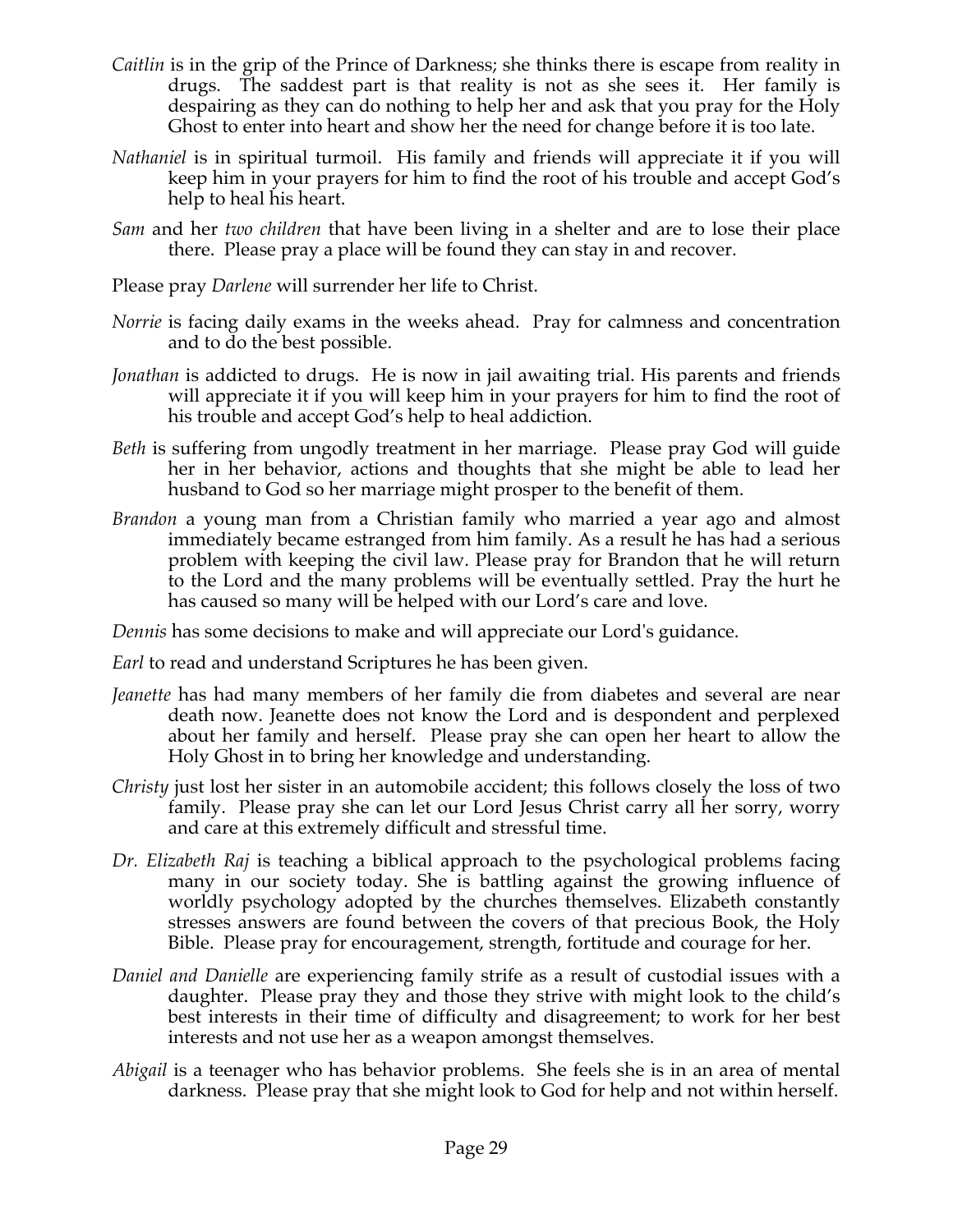*Caitlin* is in the grip of the Prince of Darkness; she thinks there is escape from reality in drugs. The saddest part is that reality is not as she sees it. Her family is despairing as they can do nothing to help her and ask that you pray for the Holy Ghost to enter into heart and show her the need for change before it is too late.

*Nathaniel* is in spiritual turmoil. His family and friends will appreciate it if you will keep him in your prayers for him to find the root of his trouble and accept God's help to heal his heart.

*Sam* and her *two children* that have been living in a shelter and are to lose their place there. Please pray a place will be found they can stay in and recover.

Please pray *Darlene* will surrender her life to Christ.

*Norrie* is facing daily exams in the weeks ahead. Pray for calmness and concentration and to do the best possible.

*Jonathan* is addicted to drugs. He is now in jail awaiting trial. His parents and friends will appreciate it if you will keep him in your prayers for him to find the root of his trouble and accept God's help to heal addiction.

*Beth* is suffering from ungodly treatment in her marriage. Please pray God will guide her in her behavior, actions and thoughts that she might be able to lead her husband to God so her marriage might prosper to the benefit of them.

*Brandon* a young man from a Christian family who married a year ago and almost immediately became estranged from him family. As a result he has had a serious problem with keeping the civil law. Please pray for Brandon that he will return to the Lord and the many problems will be eventually settled. Pray the hurt he has caused so many will be helped with our Lord's care and love.

*Dennis* has some decisions to make and will appreciate our Lord's guidance.

*Earl* to read and understand Scriptures he has been given.

*Jeanette* has had many members of her family die from diabetes and several are near death now. Jeanette does not know the Lord and is despondent and perplexed about her family and herself. Please pray she can open her heart to allow the Holy Ghost in to bring her knowledge and understanding.

*Christy* just lost her sister in an automobile accident; this follows closely the loss of two family. Please pray she can let our Lord Jesus Christ carry all her sorry, worry and care at this extremely difficult and stressful time.

*Dr. Elizabeth Raj* is teaching a biblical approach to the psychological problems facing many in our society today. She is battling against the growing influence of worldly psychology adopted by the churches themselves. Elizabeth constantly stresses answers are found between the covers of that precious Book, the Holy Bible. Please pray for encouragement, strength, fortitude and courage for her.

*Daniel and Danielle* are experiencing family strife as a result of custodial issues with a daughter. Please pray they and those they strive with might look to the child's best interests in their time of difficulty and disagreement; to work for her best interests and not use her as a weapon amongst themselves.

*Abigail* is a teenager who has behavior problems. She feels she is in an area of mental darkness. Please pray that she might look to God for help and not within herself.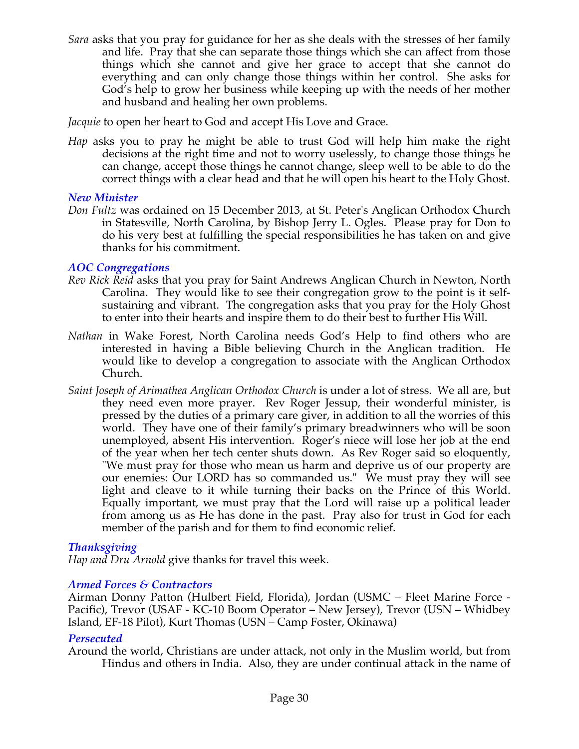*Sara* asks that you pray for guidance for her as she deals with the stresses of her family and life. Pray that she can separate those things which she can affect from those things which she cannot and give her grace to accept that she cannot do everything and can only change those things within her control. She asks for God's help to grow her business while keeping up with the needs of her mother and husband and healing her own problems.

*Jacquie* to open her heart to God and accept His Love and Grace.

*Hap* asks you to pray he might be able to trust God will help him make the right decisions at the right time and not to worry uselessly, to change those things he can change, accept those things he cannot change, sleep well to be able to do the correct things with a clear head and that he will open his heart to the Holy Ghost.

### *New Minister*

*Don Fultz* was ordained on 15 December 2013, at St. Peter's Anglican Orthodox Church in Statesville, North Carolina, by Bishop Jerry L. Ogles. Please pray for Don to do his very best at fulfilling the special responsibilities he has taken on and give thanks for his commitment.

### *AOC Congregations*

*Rev Rick Reid* asks that you pray for Saint Andrews Anglican Church in Newton, North Carolina. They would like to see their congregation grow to the point is it self-sustaining and vibrant. The congregation asks that you pray for the Holy Ghost to enter into their hearts and inspire them to do their best to further His Will.

*Nathan* in Wake Forest, North Carolina needs God's Help to find others who are interested in having a Bible believing Church in the Anglican tradition. He would like to develop a congregation to associate with the Anglican Orthodox Church.

*Saint Joseph of Arimathea Anglican Orthodox Church* is under a lot of stress. We all are, but they need even more prayer. Rev Roger Jessup, their wonderful minister, is pressed by the duties of a primary care giver, in addition to all the worries of this world. They have one of their family's primary breadwinners who will be soon unemployed, absent His intervention. Roger's niece will lose her job at the end of the year when her tech center shuts down. As Rev Roger said so eloquently, "We must pray for those who mean us harm and deprive us of our property are our enemies: Our LORD has so commanded us." We must pray they will see light and cleave to it while turning their backs on the Prince of this World. Equally important, we must pray that the Lord will raise up a political leader from among us as He has done in the past. Pray also for trust in God for each member of the parish and for them to find economic relief.

### *Thanksgiving*

*Hap and Dru Arnold* give thanks for travel this week.

### *Armed Forces & Contractors*

Airman Donny Patton (Hulbert Field, Florida), Jordan (USMC – Fleet Marine Force - Pacific), Trevor (USAF - KC-10 Boom Operator – New Jersey), Trevor (USN – Whidbey Island, EF-18 Pilot), Kurt Thomas (USN – Camp Foster, Okinawa)

### *Persecuted*

Around the world, Christians are under attack, not only in the Muslim world, but from Hindus and others in India. Also, they are under continual attack in the name of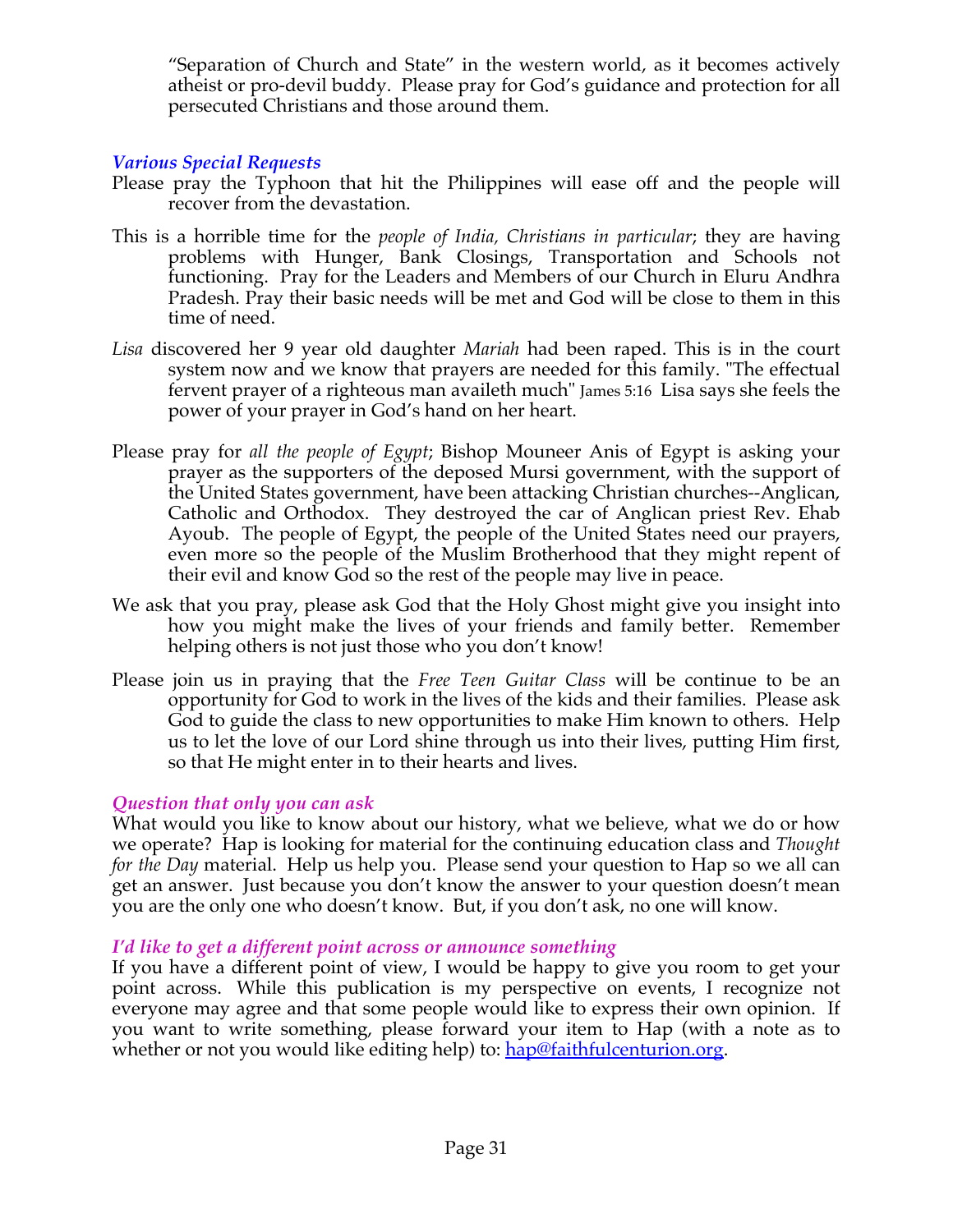"Separation of Church and State" in the western world, as it becomes actively atheist or pro-devil buddy. Please pray for God's guidance and protection for all persecuted Christians and those around them.

### *Various Special Requests*

Please pray the Typhoon that hit the Philippines will ease off and the people will recover from the devastation.

This is a horrible time for the *people of India, Christians in particular*; they are having problems with Hunger, Bank Closings, Transportation and Schools not functioning. Pray for the Leaders and Members of our Church in Eluru Andhra Pradesh. Pray their basic needs will be met and God will be close to them in this time of need.

*Lisa* discovered her 9 year old daughter *Mariah* had been raped. This is in the court system now and we know that prayers are needed for this family. "The effectual fervent prayer of a righteous man availeth much" James 5:16 Lisa says she feels the power of your prayer in God's hand on her heart.

Please pray for *all the people of Egypt*; Bishop Mouneer Anis of Egypt is asking your prayer as the supporters of the deposed Mursi government, with the support of the United States government, have been attacking Christian churches--Anglican, Catholic and Orthodox. They destroyed the car of Anglican priest Rev. Ehab Ayoub. The people of Egypt, the people of the United States need our prayers, even more so the people of the Muslim Brotherhood that they might repent of their evil and know God so the rest of the people may live in peace.

We ask that you pray, please ask God that the Holy Ghost might give you insight into how you might make the lives of your friends and family better. Remember helping others is not just those who you don't know!

Please join us in praying that the *Free Teen Guitar Class* will be continue to be an opportunity for God to work in the lives of the kids and their families. Please ask God to guide the class to new opportunities to make Him known to others. Help us to let the love of our Lord shine through us into their lives, putting Him first, so that He might enter in to their hearts and lives.

### *Question that only you can ask*

What would you like to know about our history, what we believe, what we do or how we operate? Hap is looking for material for the continuing education class and *Thought for the Day* material. Help us help you. Please send your question to Hap so we all can get an answer. Just because you don't know the answer to your question doesn't mean you are the only one who doesn't know. But, if you don't ask, no one will know.

### *I'd like to get a different point across or announce something*

If you have a different point of view, I would be happy to give you room to get your point across. While this publication is my perspective on events, I recognize not everyone may agree and that some people would like to express their own opinion. If you want to write something, please forward your item to Hap (with a note as to whether or not you would like editing help) to: hap@faithfulcenturion.org.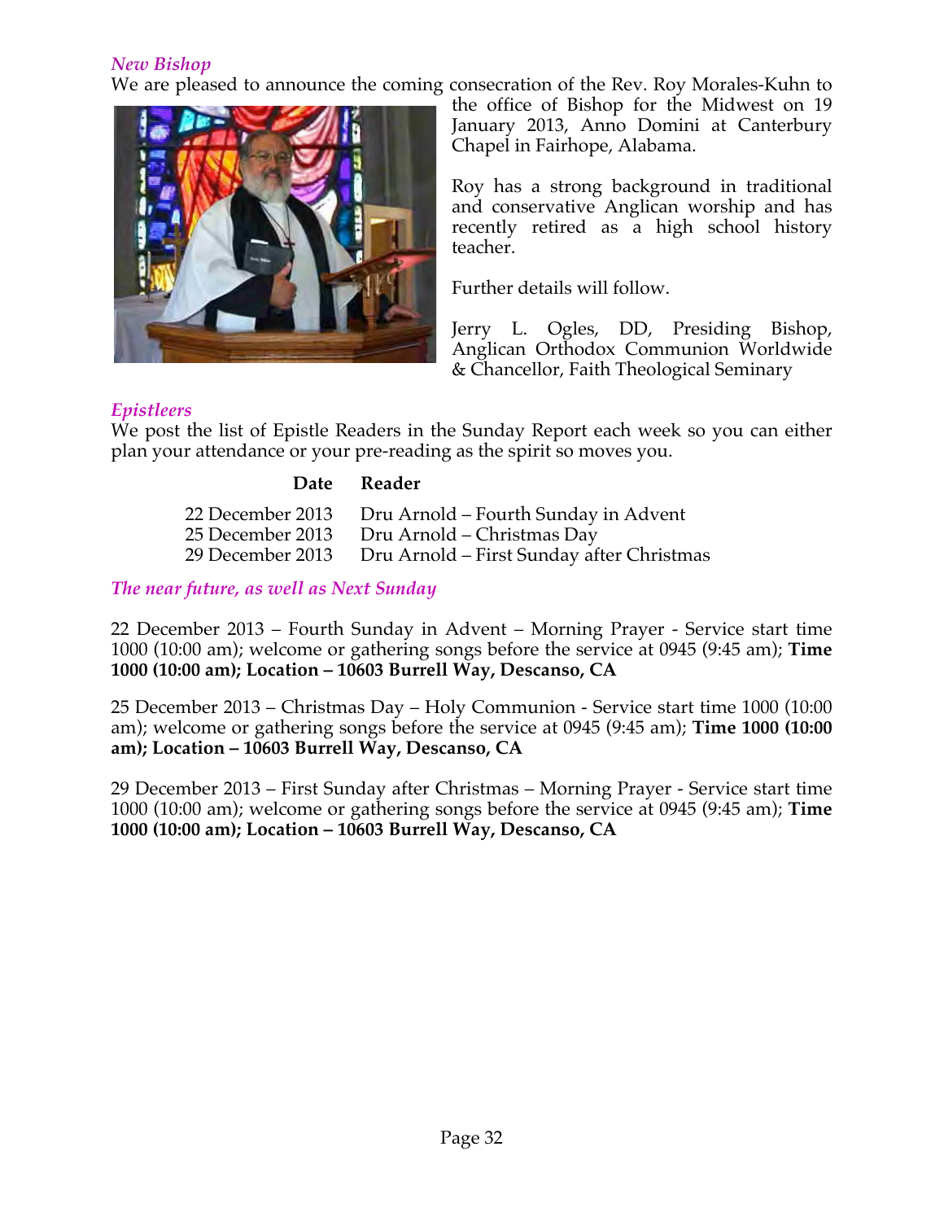*New Bishop*

We are pleased to announce the coming consecration of the Rev. Roy Morales-Kuhn to the office of Bishop for the Midwest on 19 January 2013, Anno Domini at Canterbury Chapel in Fairhope, Alabama.

Roy has a strong background in traditional and conservative Anglican worship and has recently retired as a high school history teacher.

Further details will follow.

Jerry L. Ogles, DD, Presiding Bishop, Anglican Orthodox Communion Worldwide & Chancellor, Faith Theological Seminary

*Epistleers*

We post the list of Epistle Readers in the Sunday Report each week so you can either plan your attendance or your pre-reading as the spirit so moves you.

| Date | Reader |
|---|---|
| 22 December 2013 | Dru Arnold – Fourth Sunday in Advent |
| 25 December 2013 | Dru Arnold – Christmas Day |
| 29 December 2013 | Dru Arnold – First Sunday after Christmas |

*The near future, as well as Next Sunday*

22 December 2013 – Fourth Sunday in Advent – Morning Prayer - Service start time 1000 (10:00 am); welcome or gathering songs before the service at 0945 (9:45 am); **Time 1000 (10:00 am); Location – 10603 Burrell Way, Descanso, CA**

25 December 2013 – Christmas Day – Holy Communion - Service start time 1000 (10:00 am); welcome or gathering songs before the service at 0945 (9:45 am); **Time 1000 (10:00 am); Location – 10603 Burrell Way, Descanso, CA**

29 December 2013 – First Sunday after Christmas – Morning Prayer - Service start time 1000 (10:00 am); welcome or gathering songs before the service at 0945 (9:45 am); **Time 1000 (10:00 am); Location – 10603 Burrell Way, Descanso, CA**